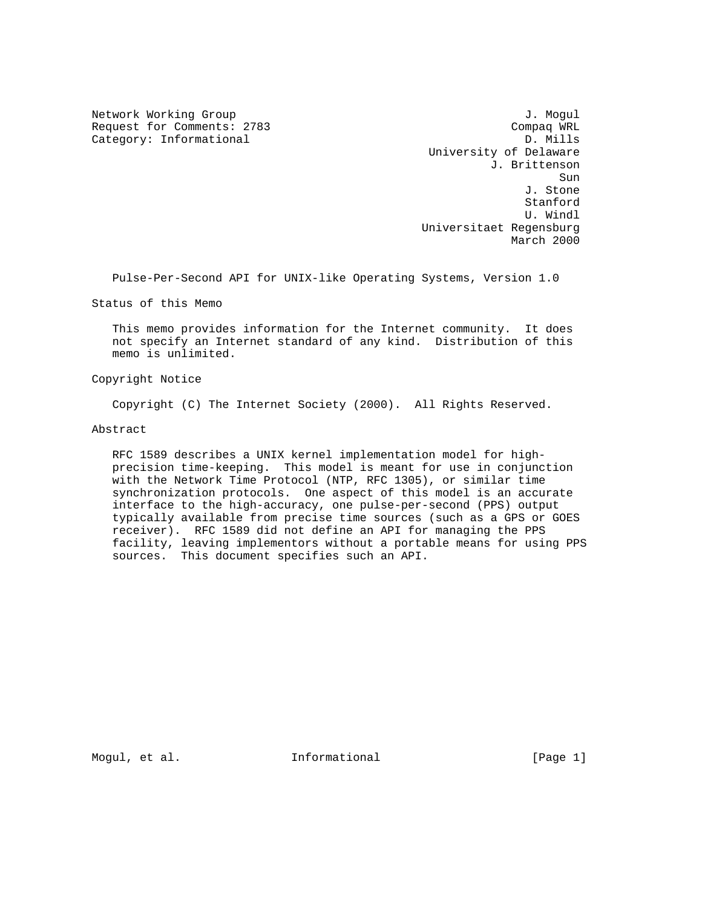Network Working Group — J. Mogul
Request for Comments: 2783 — Compaq WRL
Category: Informational — D. Mills
University of Delaware
J. Brittenson
Sun
J. Stone
Stanford
U. Windl
Universitaet Regensburg
March 2000

# Pulse-Per-Second API for UNIX-like Operating Systems, Version 1.0

## Status of this Memo

This memo provides information for the Internet community. It does not specify an Internet standard of any kind. Distribution of this memo is unlimited.

## Copyright Notice

Copyright (C) The Internet Society (2000). All Rights Reserved.

## Abstract

RFC 1589 describes a UNIX kernel implementation model for high-precision time-keeping. This model is meant for use in conjunction with the Network Time Protocol (NTP, RFC 1305), or similar time synchronization protocols. One aspect of this model is an accurate interface to the high-accuracy, one pulse-per-second (PPS) output typically available from precise time sources (such as a GPS or GOES receiver). RFC 1589 did not define an API for managing the PPS facility, leaving implementors without a portable means for using PPS sources. This document specifies such an API.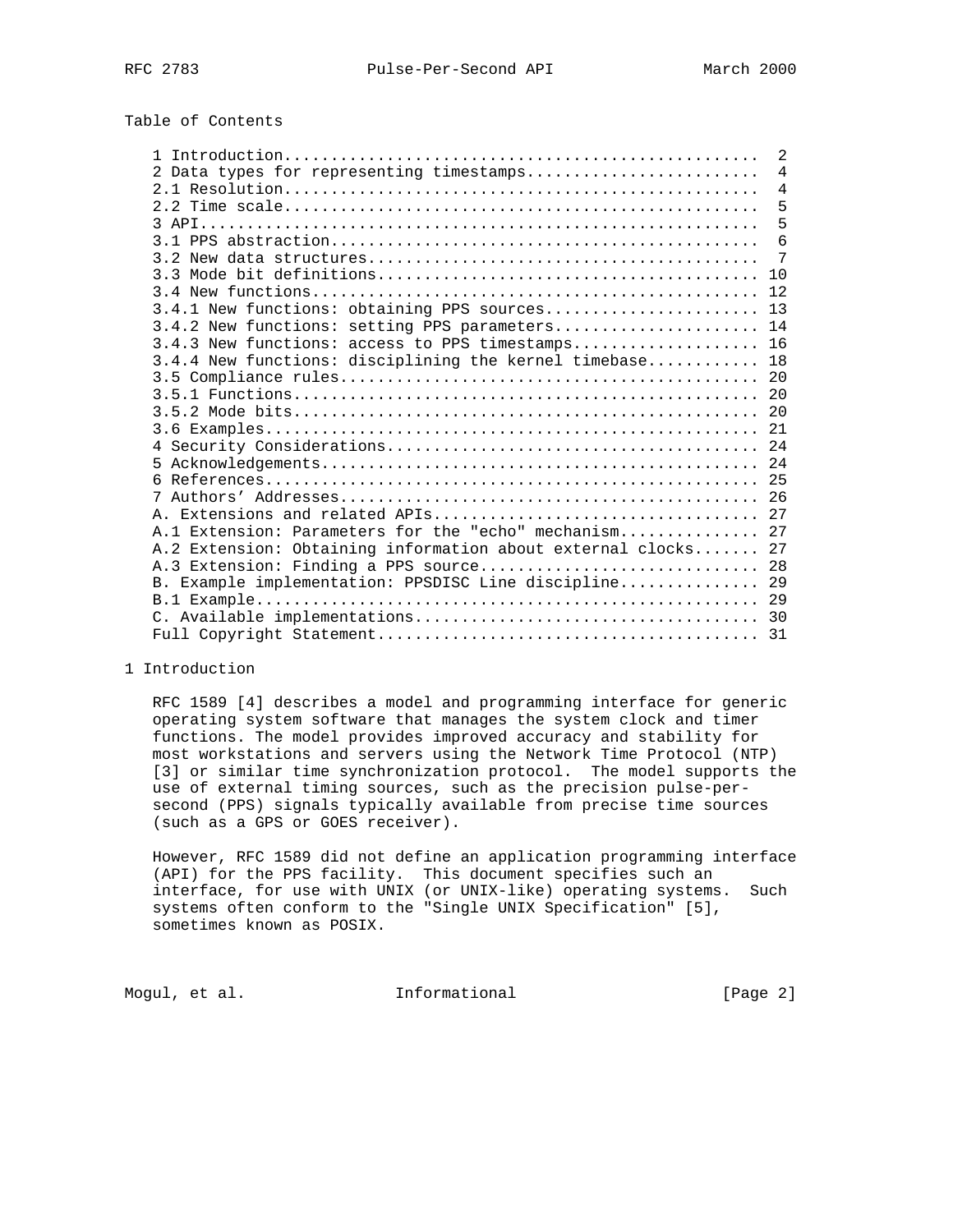Table of Contents

```
1 Introduction..................................................  2
2 Data types for representing timestamps.........................  4
2.1 Resolution...................................................  4
2.2 Time scale...................................................  5
3 API............................................................  5
3.1 PPS abstraction..............................................  6
3.2 New data structures..........................................  7
3.3 Mode bit definitions......................................... 10
3.4 New functions................................................ 12
3.4.1 New functions: obtaining PPS sources....................... 13
3.4.2 New functions: setting PPS parameters...................... 14
3.4.3 New functions: access to PPS timestamps.................... 16
3.4.4 New functions: disciplining the kernel timebase............ 18
3.5 Compliance rules............................................. 20
3.5.1 Functions.................................................. 20
3.5.2 Mode bits.................................................. 20
3.6 Examples..................................................... 21
4 Security Considerations........................................ 24
5 Acknowledgements............................................... 24
6 References..................................................... 25
7 Authors' Addresses............................................. 26
A. Extensions and related APIs................................... 27
A.1 Extension: Parameters for the "echo" mechanism............... 27
A.2 Extension: Obtaining information about external clocks....... 27
A.3 Extension: Finding a PPS source.............................. 28
B. Example implementation: PPSDISC Line discipline............... 29
B.1 Example...................................................... 29
C. Available implementations..................................... 30
Full Copyright Statement......................................... 31
```

# 1 Introduction

RFC 1589 [4] describes a model and programming interface for generic operating system software that manages the system clock and timer functions. The model provides improved accuracy and stability for most workstations and servers using the Network Time Protocol (NTP) [3] or similar time synchronization protocol. The model supports the use of external timing sources, such as the precision pulse-per-second (PPS) signals typically available from precise time sources (such as a GPS or GOES receiver).

However, RFC 1589 did not define an application programming interface (API) for the PPS facility. This document specifies such an interface, for use with UNIX (or UNIX-like) operating systems. Such systems often conform to the "Single UNIX Specification" [5], sometimes known as POSIX.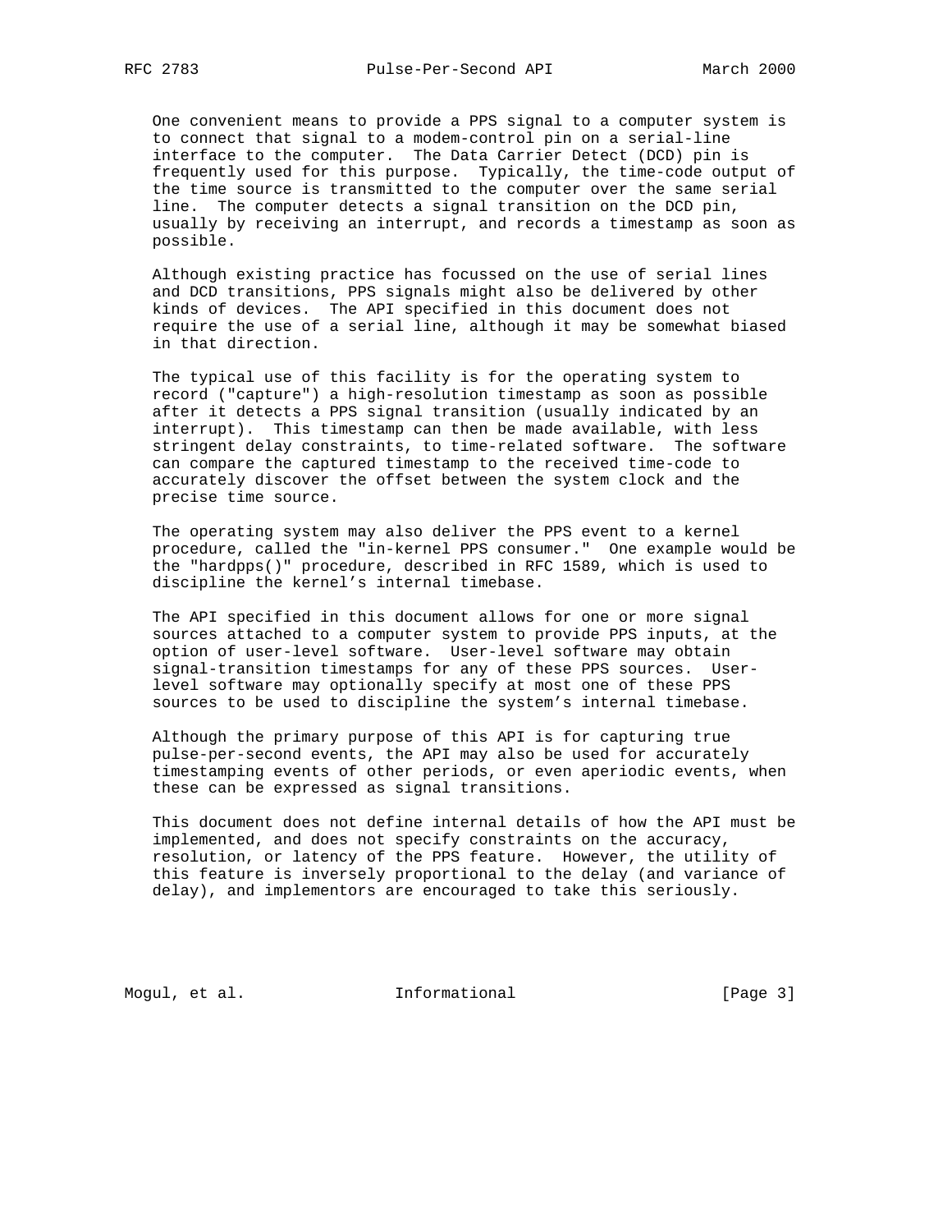One convenient means to provide a PPS signal to a computer system is to connect that signal to a modem-control pin on a serial-line interface to the computer. The Data Carrier Detect (DCD) pin is frequently used for this purpose. Typically, the time-code output of the time source is transmitted to the computer over the same serial line. The computer detects a signal transition on the DCD pin, usually by receiving an interrupt, and records a timestamp as soon as possible.

Although existing practice has focussed on the use of serial lines and DCD transitions, PPS signals might also be delivered by other kinds of devices. The API specified in this document does not require the use of a serial line, although it may be somewhat biased in that direction.

The typical use of this facility is for the operating system to record ("capture") a high-resolution timestamp as soon as possible after it detects a PPS signal transition (usually indicated by an interrupt). This timestamp can then be made available, with less stringent delay constraints, to time-related software. The software can compare the captured timestamp to the received time-code to accurately discover the offset between the system clock and the precise time source.

The operating system may also deliver the PPS event to a kernel procedure, called the "in-kernel PPS consumer." One example would be the "hardpps()" procedure, described in RFC 1589, which is used to discipline the kernel's internal timebase.

The API specified in this document allows for one or more signal sources attached to a computer system to provide PPS inputs, at the option of user-level software. User-level software may obtain signal-transition timestamps for any of these PPS sources. User-level software may optionally specify at most one of these PPS sources to be used to discipline the system's internal timebase.

Although the primary purpose of this API is for capturing true pulse-per-second events, the API may also be used for accurately timestamping events of other periods, or even aperiodic events, when these can be expressed as signal transitions.

This document does not define internal details of how the API must be implemented, and does not specify constraints on the accuracy, resolution, or latency of the PPS feature. However, the utility of this feature is inversely proportional to the delay (and variance of delay), and implementors are encouraged to take this seriously.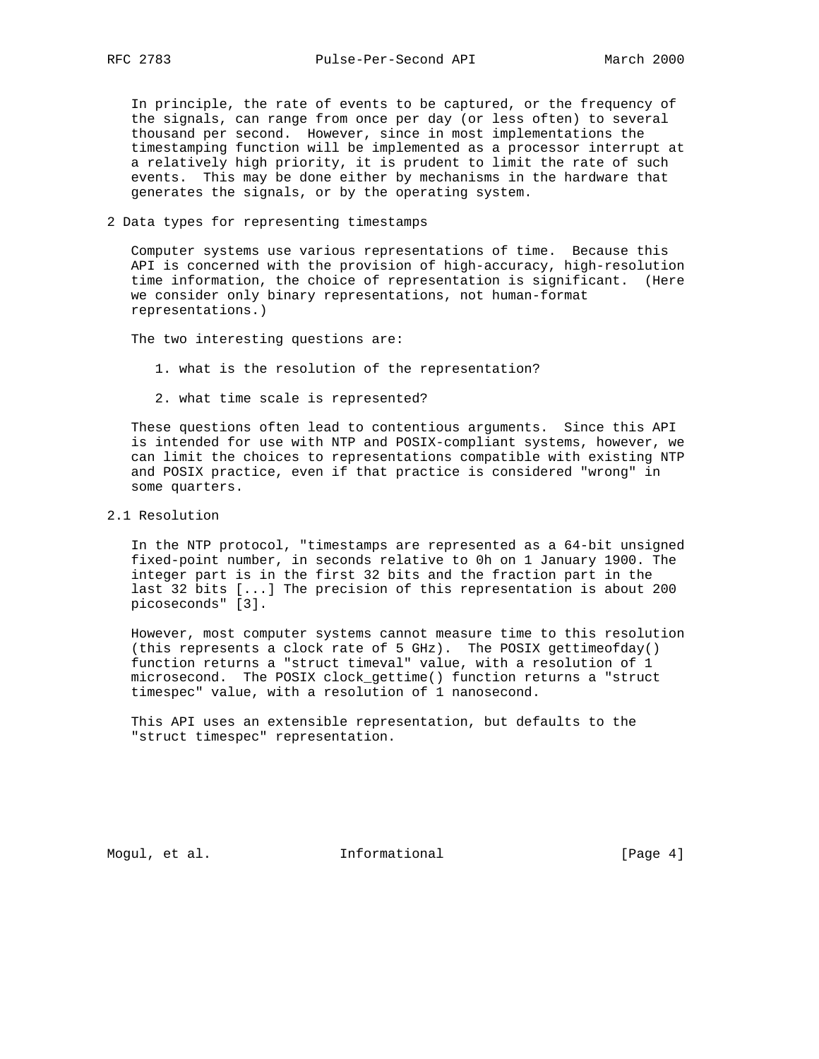In principle, the rate of events to be captured, or the frequency of the signals, can range from once per day (or less often) to several thousand per second. However, since in most implementations the timestamping function will be implemented as a processor interrupt at a relatively high priority, it is prudent to limit the rate of such events. This may be done either by mechanisms in the hardware that generates the signals, or by the operating system.

## 2 Data types for representing timestamps

Computer systems use various representations of time. Because this API is concerned with the provision of high-accuracy, high-resolution time information, the choice of representation is significant. (Here we consider only binary representations, not human-format representations.)

The two interesting questions are:

1. what is the resolution of the representation?
2. what time scale is represented?

These questions often lead to contentious arguments. Since this API is intended for use with NTP and POSIX-compliant systems, however, we can limit the choices to representations compatible with existing NTP and POSIX practice, even if that practice is considered "wrong" in some quarters.

### 2.1 Resolution

In the NTP protocol, "timestamps are represented as a 64-bit unsigned fixed-point number, in seconds relative to 0h on 1 January 1900. The integer part is in the first 32 bits and the fraction part in the last 32 bits [...] The precision of this representation is about 200 picoseconds" [3].

However, most computer systems cannot measure time to this resolution (this represents a clock rate of 5 GHz). The POSIX gettimeofday() function returns a "struct timeval" value, with a resolution of 1 microsecond. The POSIX clock_gettime() function returns a "struct timespec" value, with a resolution of 1 nanosecond.

This API uses an extensible representation, but defaults to the "struct timespec" representation.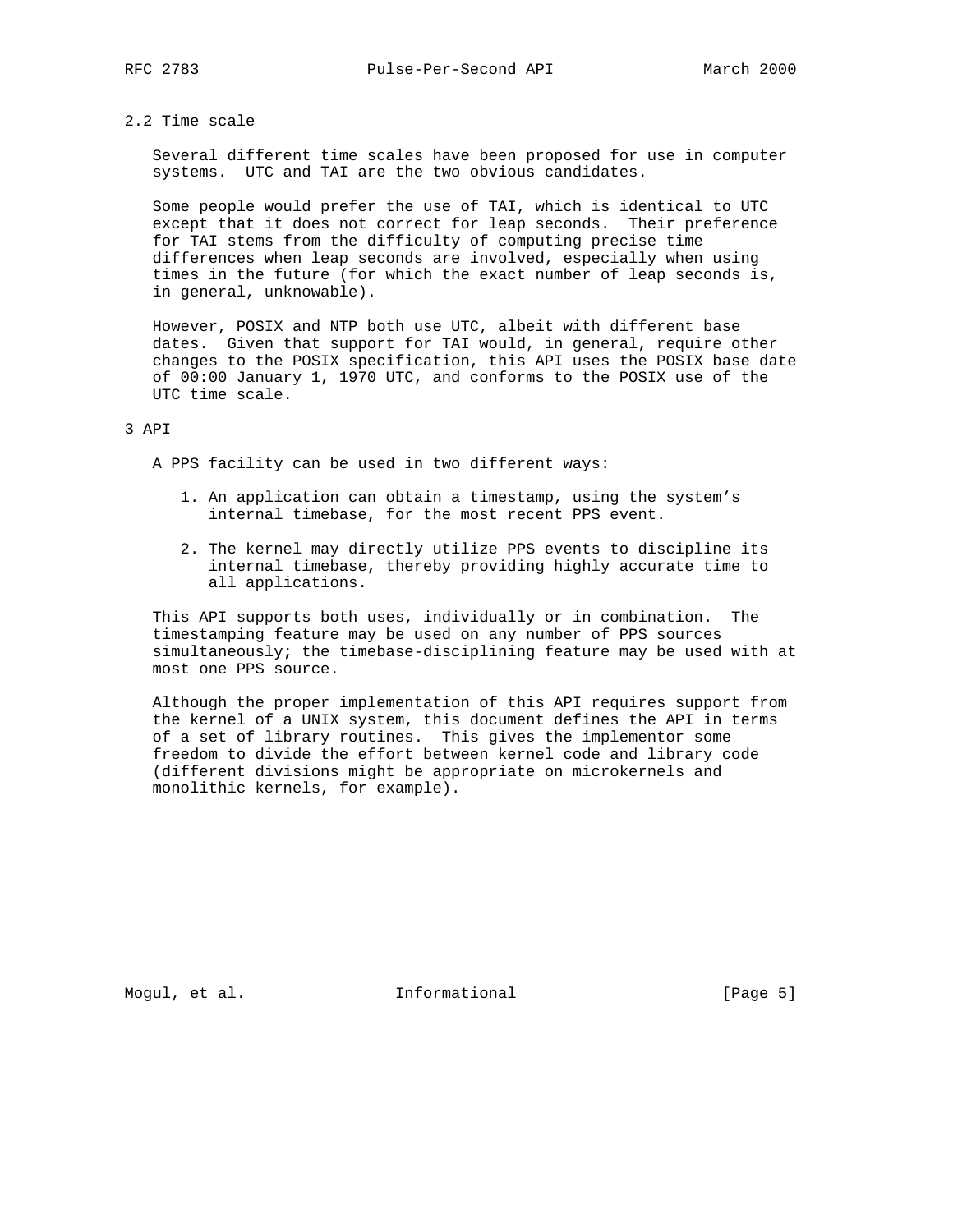## 2.2 Time scale

Several different time scales have been proposed for use in computer systems. UTC and TAI are the two obvious candidates.

Some people would prefer the use of TAI, which is identical to UTC except that it does not correct for leap seconds. Their preference for TAI stems from the difficulty of computing precise time differences when leap seconds are involved, especially when using times in the future (for which the exact number of leap seconds is, in general, unknowable).

However, POSIX and NTP both use UTC, albeit with different base dates. Given that support for TAI would, in general, require other changes to the POSIX specification, this API uses the POSIX base date of 00:00 January 1, 1970 UTC, and conforms to the POSIX use of the UTC time scale.

# 3 API

A PPS facility can be used in two different ways:

1. An application can obtain a timestamp, using the system's internal timebase, for the most recent PPS event.

2. The kernel may directly utilize PPS events to discipline its internal timebase, thereby providing highly accurate time to all applications.

This API supports both uses, individually or in combination. The timestamping feature may be used on any number of PPS sources simultaneously; the timebase-disciplining feature may be used with at most one PPS source.

Although the proper implementation of this API requires support from the kernel of a UNIX system, this document defines the API in terms of a set of library routines. This gives the implementor some freedom to divide the effort between kernel code and library code (different divisions might be appropriate on microkernels and monolithic kernels, for example).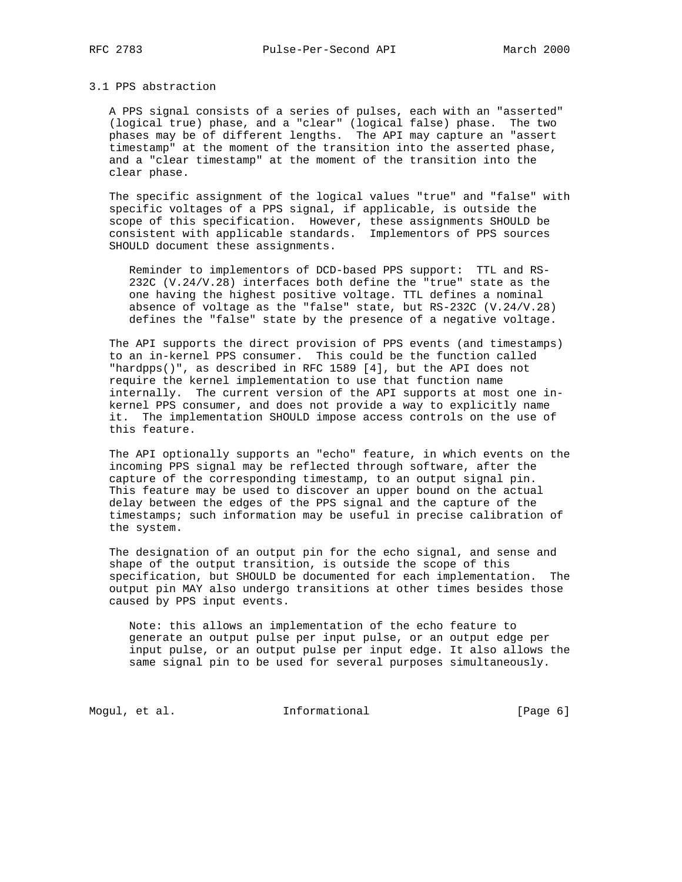### 3.1 PPS abstraction

A PPS signal consists of a series of pulses, each with an "asserted" (logical true) phase, and a "clear" (logical false) phase. The two phases may be of different lengths. The API may capture an "assert timestamp" at the moment of the transition into the asserted phase, and a "clear timestamp" at the moment of the transition into the clear phase.

The specific assignment of the logical values "true" and "false" with specific voltages of a PPS signal, if applicable, is outside the scope of this specification. However, these assignments SHOULD be consistent with applicable standards. Implementors of PPS sources SHOULD document these assignments.

> Reminder to implementors of DCD-based PPS support: TTL and RS-232C (V.24/V.28) interfaces both define the "true" state as the one having the highest positive voltage. TTL defines a nominal absence of voltage as the "false" state, but RS-232C (V.24/V.28) defines the "false" state by the presence of a negative voltage.

The API supports the direct provision of PPS events (and timestamps) to an in-kernel PPS consumer. This could be the function called "hardpps()", as described in RFC 1589 [4], but the API does not require the kernel implementation to use that function name internally. The current version of the API supports at most one in-kernel PPS consumer, and does not provide a way to explicitly name it. The implementation SHOULD impose access controls on the use of this feature.

The API optionally supports an "echo" feature, in which events on the incoming PPS signal may be reflected through software, after the capture of the corresponding timestamp, to an output signal pin. This feature may be used to discover an upper bound on the actual delay between the edges of the PPS signal and the capture of the timestamps; such information may be useful in precise calibration of the system.

The designation of an output pin for the echo signal, and sense and shape of the output transition, is outside the scope of this specification, but SHOULD be documented for each implementation. The output pin MAY also undergo transitions at other times besides those caused by PPS input events.

> Note: this allows an implementation of the echo feature to generate an output pulse per input pulse, or an output edge per input pulse, or an output pulse per input edge. It also allows the same signal pin to be used for several purposes simultaneously.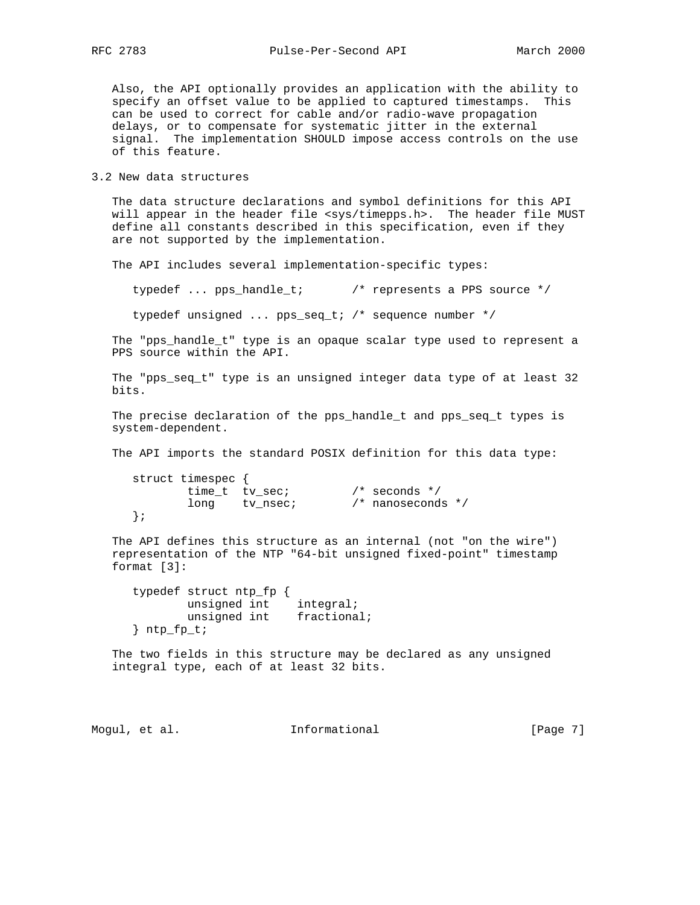Also, the API optionally provides an application with the ability to specify an offset value to be applied to captured timestamps. This can be used to correct for cable and/or radio-wave propagation delays, or to compensate for systematic jitter in the external signal. The implementation SHOULD impose access controls on the use of this feature.

### 3.2 New data structures

The data structure declarations and symbol definitions for this API will appear in the header file <sys/timepps.h>. The header file MUST define all constants described in this specification, even if they are not supported by the implementation.

The API includes several implementation-specific types:

```
typedef ... pps_handle_t;       /* represents a PPS source */

typedef unsigned ... pps_seq_t; /* sequence number */
```

The "pps_handle_t" type is an opaque scalar type used to represent a PPS source within the API.

The "pps_seq_t" type is an unsigned integer data type of at least 32 bits.

The precise declaration of the pps_handle_t and pps_seq_t types is system-dependent.

The API imports the standard POSIX definition for this data type:

```
struct timespec {
        time_t  tv_sec;         /* seconds */
        long    tv_nsec;        /* nanoseconds */
};
```

The API defines this structure as an internal (not "on the wire") representation of the NTP "64-bit unsigned fixed-point" timestamp format [3]:

```
typedef struct ntp_fp {
        unsigned int    integral;
        unsigned int    fractional;
} ntp_fp_t;
```

The two fields in this structure may be declared as any unsigned integral type, each of at least 32 bits.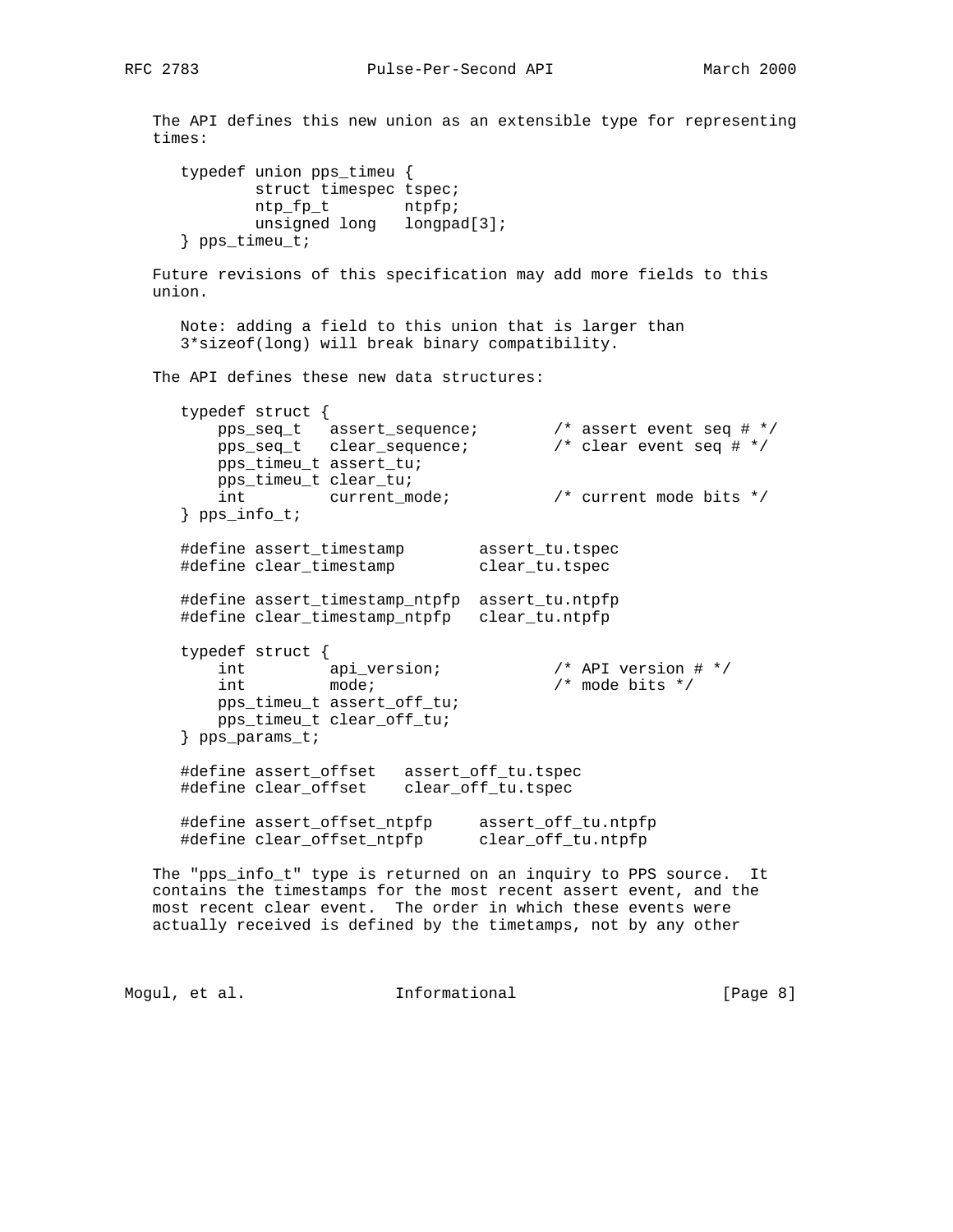The API defines this new union as an extensible type for representing times:

```
typedef union pps_timeu {
        struct timespec tspec;
        ntp_fp_t        ntpfp;
        unsigned long   longpad[3];
} pps_timeu_t;
```

Future revisions of this specification may add more fields to this union.

> Note: adding a field to this union that is larger than 3*sizeof(long) will break binary compatibility.

The API defines these new data structures:

```
typedef struct {
    pps_seq_t   assert_sequence;        /* assert event seq # */
    pps_seq_t   clear_sequence;         /* clear event seq # */
    pps_timeu_t assert_tu;
    pps_timeu_t clear_tu;
    int         current_mode;           /* current mode bits */
} pps_info_t;

#define assert_timestamp        assert_tu.tspec
#define clear_timestamp         clear_tu.tspec

#define assert_timestamp_ntpfp  assert_tu.ntpfp
#define clear_timestamp_ntpfp   clear_tu.ntpfp

typedef struct {
    int         api_version;            /* API version # */
    int         mode;                   /* mode bits */
    pps_timeu_t assert_off_tu;
    pps_timeu_t clear_off_tu;
} pps_params_t;

#define assert_offset   assert_off_tu.tspec
#define clear_offset    clear_off_tu.tspec

#define assert_offset_ntpfp     assert_off_tu.ntpfp
#define clear_offset_ntpfp      clear_off_tu.ntpfp
```

The "pps_info_t" type is returned on an inquiry to PPS source. It contains the timestamps for the most recent assert event, and the most recent clear event. The order in which these events were actually received is defined by the timetamps, not by any other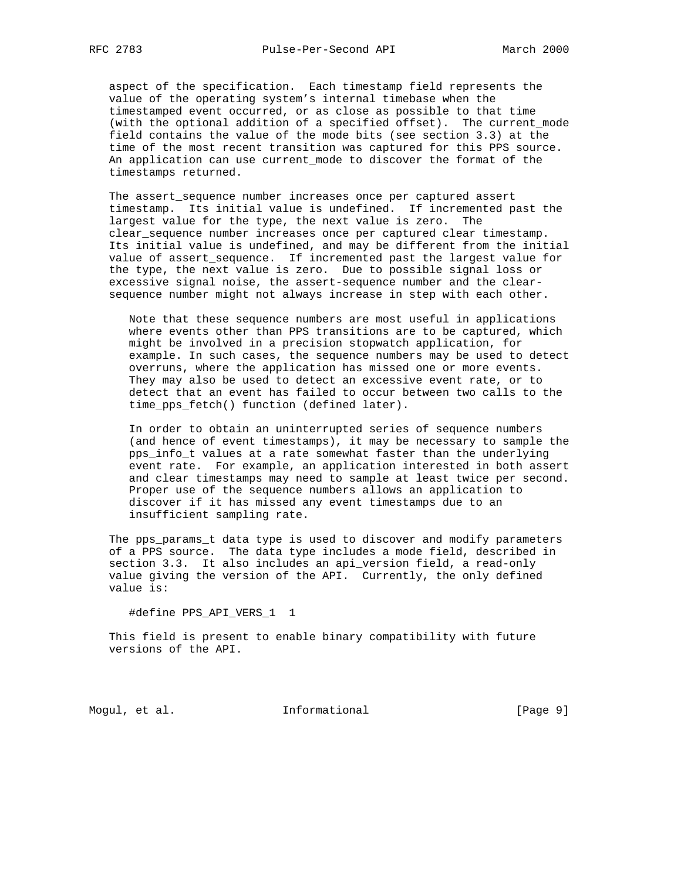aspect of the specification. Each timestamp field represents the value of the operating system's internal timebase when the timestamped event occurred, or as close as possible to that time (with the optional addition of a specified offset). The current_mode field contains the value of the mode bits (see section 3.3) at the time of the most recent transition was captured for this PPS source. An application can use current_mode to discover the format of the timestamps returned.

The assert_sequence number increases once per captured assert timestamp. Its initial value is undefined. If incremented past the largest value for the type, the next value is zero. The clear_sequence number increases once per captured clear timestamp. Its initial value is undefined, and may be different from the initial value of assert_sequence. If incremented past the largest value for the type, the next value is zero. Due to possible signal loss or excessive signal noise, the assert-sequence number and the clear-sequence number might not always increase in step with each other.

> Note that these sequence numbers are most useful in applications where events other than PPS transitions are to be captured, which might be involved in a precision stopwatch application, for example. In such cases, the sequence numbers may be used to detect overruns, where the application has missed one or more events. They may also be used to detect an excessive event rate, or to detect that an event has failed to occur between two calls to the time_pps_fetch() function (defined later).
>
> In order to obtain an uninterrupted series of sequence numbers (and hence of event timestamps), it may be necessary to sample the pps_info_t values at a rate somewhat faster than the underlying event rate. For example, an application interested in both assert and clear timestamps may need to sample at least twice per second. Proper use of the sequence numbers allows an application to discover if it has missed any event timestamps due to an insufficient sampling rate.

The pps_params_t data type is used to discover and modify parameters of a PPS source. The data type includes a mode field, described in section 3.3. It also includes an api_version field, a read-only value giving the version of the API. Currently, the only defined value is:

```
#define PPS_API_VERS_1  1
```

This field is present to enable binary compatibility with future versions of the API.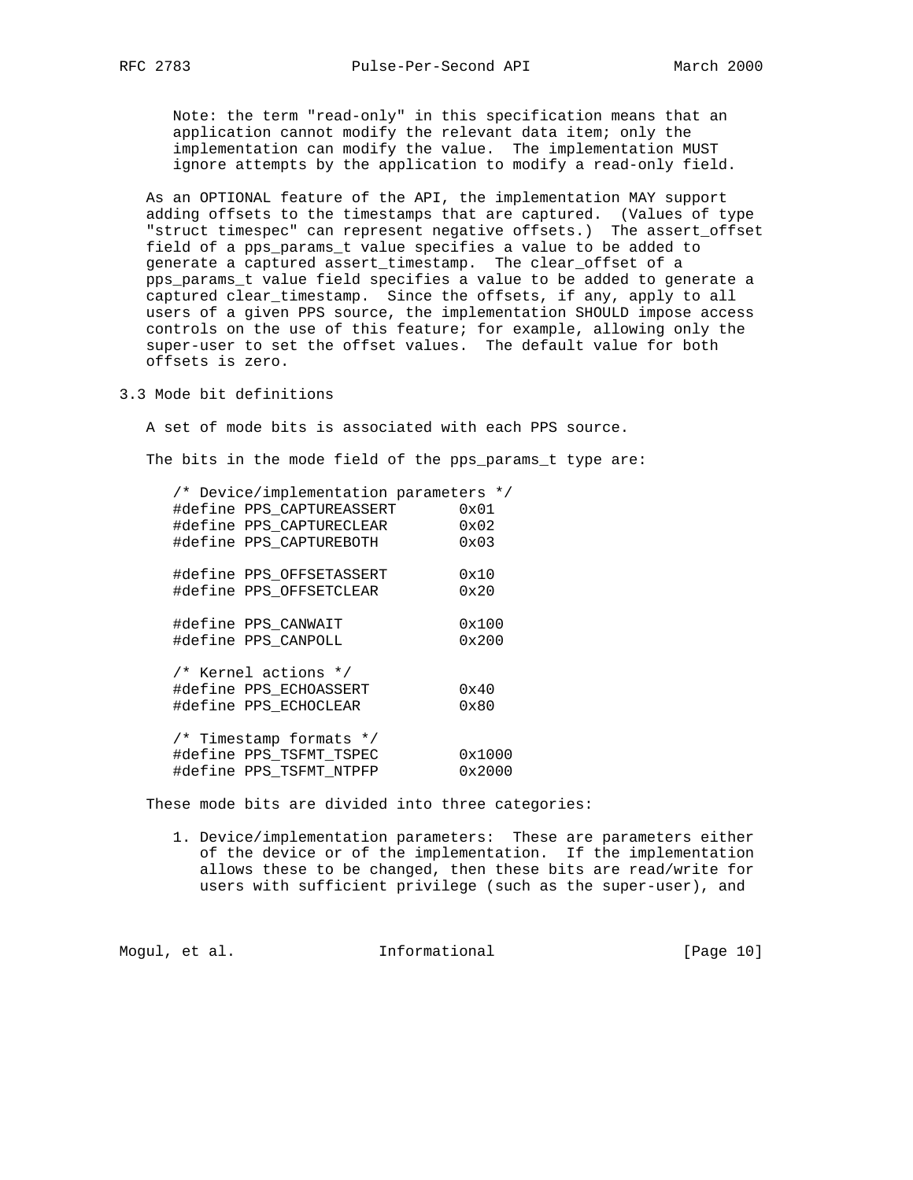Note: the term "read-only" in this specification means that an application cannot modify the relevant data item; only the implementation can modify the value. The implementation MUST ignore attempts by the application to modify a read-only field.

As an OPTIONAL feature of the API, the implementation MAY support adding offsets to the timestamps that are captured. (Values of type "struct timespec" can represent negative offsets.) The assert_offset field of a pps_params_t value specifies a value to be added to generate a captured assert_timestamp. The clear_offset of a pps_params_t value field specifies a value to be added to generate a captured clear_timestamp. Since the offsets, if any, apply to all users of a given PPS source, the implementation SHOULD impose access controls on the use of this feature; for example, allowing only the super-user to set the offset values. The default value for both offsets is zero.

### 3.3 Mode bit definitions

A set of mode bits is associated with each PPS source.

The bits in the mode field of the pps_params_t type are:

```
/* Device/implementation parameters */
#define PPS_CAPTUREASSERT       0x01
#define PPS_CAPTURECLEAR        0x02
#define PPS_CAPTUREBOTH         0x03

#define PPS_OFFSETASSERT        0x10
#define PPS_OFFSETCLEAR         0x20

#define PPS_CANWAIT             0x100
#define PPS_CANPOLL             0x200

/* Kernel actions */
#define PPS_ECHOASSERT          0x40
#define PPS_ECHOCLEAR           0x80

/* Timestamp formats */
#define PPS_TSFMT_TSPEC         0x1000
#define PPS_TSFMT_NTPFP         0x2000
```

These mode bits are divided into three categories:

1. Device/implementation parameters: These are parameters either of the device or of the implementation. If the implementation allows these to be changed, then these bits are read/write for users with sufficient privilege (such as the super-user), and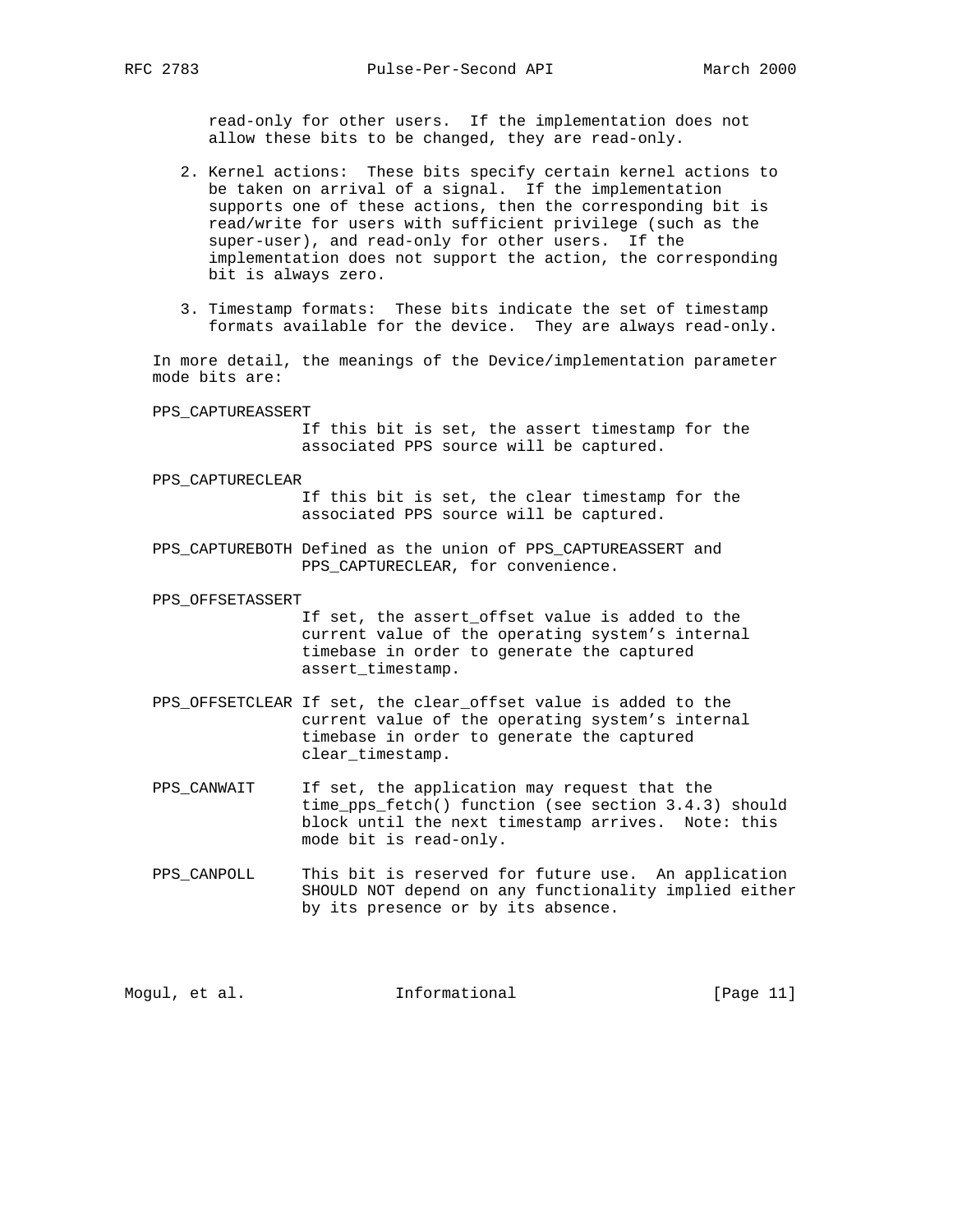read-only for other users. If the implementation does not allow these bits to be changed, they are read-only.

2. Kernel actions: These bits specify certain kernel actions to be taken on arrival of a signal. If the implementation supports one of these actions, then the corresponding bit is read/write for users with sufficient privilege (such as the super-user), and read-only for other users. If the implementation does not support the action, the corresponding bit is always zero.

3. Timestamp formats: These bits indicate the set of timestamp formats available for the device. They are always read-only.

In more detail, the meanings of the Device/implementation parameter mode bits are:

PPS_CAPTUREASSERT
: If this bit is set, the assert timestamp for the associated PPS source will be captured.

PPS_CAPTURECLEAR
: If this bit is set, the clear timestamp for the associated PPS source will be captured.

PPS_CAPTUREBOTH
: Defined as the union of PPS_CAPTUREASSERT and PPS_CAPTURECLEAR, for convenience.

PPS_OFFSETASSERT
: If set, the assert_offset value is added to the current value of the operating system's internal timebase in order to generate the captured assert_timestamp.

PPS_OFFSETCLEAR
: If set, the clear_offset value is added to the current value of the operating system's internal timebase in order to generate the captured clear_timestamp.

PPS_CANWAIT
: If set, the application may request that the time_pps_fetch() function (see section 3.4.3) should block until the next timestamp arrives. Note: this mode bit is read-only.

PPS_CANPOLL
: This bit is reserved for future use. An application SHOULD NOT depend on any functionality implied either by its presence or by its absence.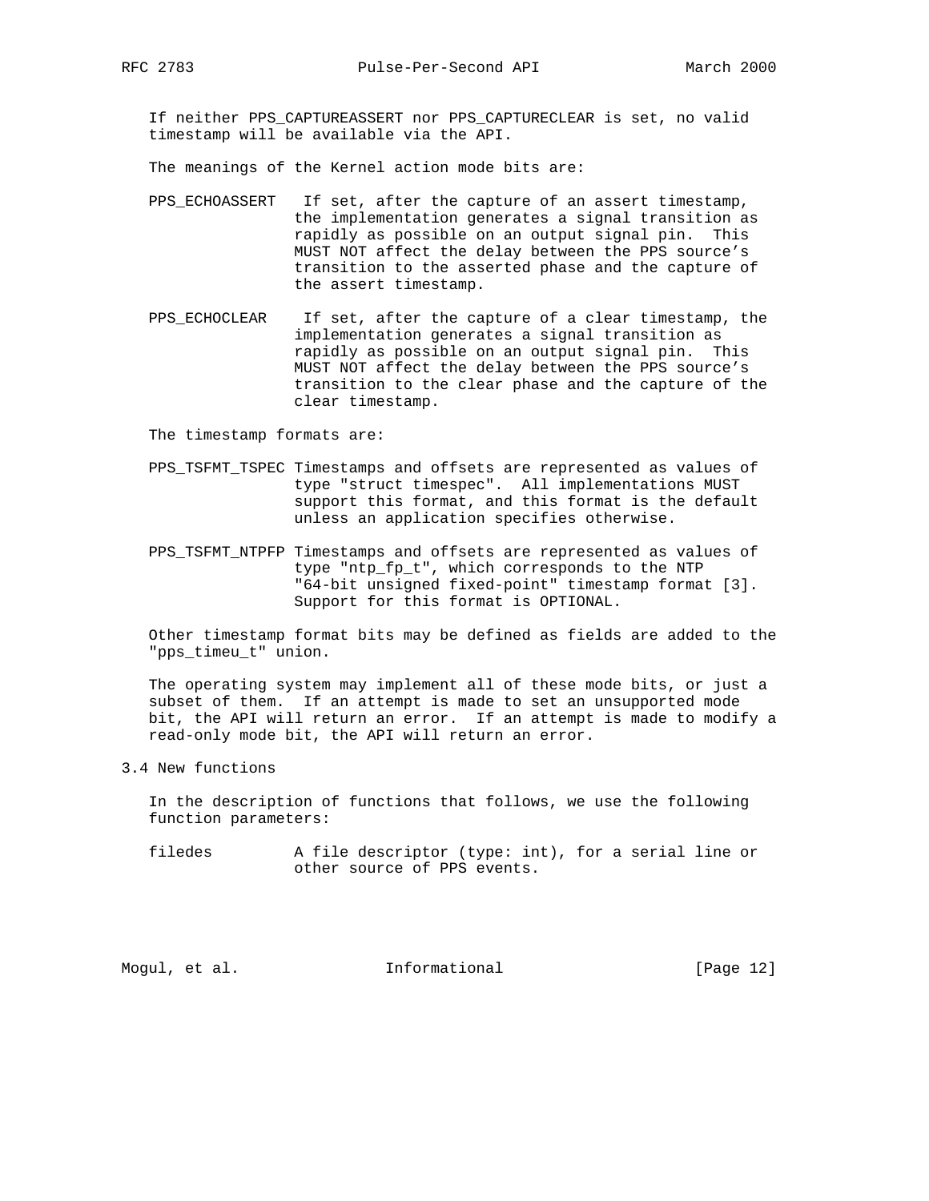If neither PPS_CAPTUREASSERT nor PPS_CAPTURECLEAR is set, no valid timestamp will be available via the API.

The meanings of the Kernel action mode bits are:

PPS_ECHOASSERT
: If set, after the capture of an assert timestamp, the implementation generates a signal transition as rapidly as possible on an output signal pin. This MUST NOT affect the delay between the PPS source's transition to the asserted phase and the capture of the assert timestamp.

PPS_ECHOCLEAR
: If set, after the capture of a clear timestamp, the implementation generates a signal transition as rapidly as possible on an output signal pin. This MUST NOT affect the delay between the PPS source's transition to the clear phase and the capture of the clear timestamp.

The timestamp formats are:

PPS_TSFMT_TSPEC
: Timestamps and offsets are represented as values of type "struct timespec". All implementations MUST support this format, and this format is the default unless an application specifies otherwise.

PPS_TSFMT_NTPFP
: Timestamps and offsets are represented as values of type "ntp_fp_t", which corresponds to the NTP "64-bit unsigned fixed-point" timestamp format [3]. Support for this format is OPTIONAL.

Other timestamp format bits may be defined as fields are added to the "pps_timeu_t" union.

The operating system may implement all of these mode bits, or just a subset of them. If an attempt is made to set an unsupported mode bit, the API will return an error. If an attempt is made to modify a read-only mode bit, the API will return an error.

### 3.4 New functions

In the description of functions that follows, we use the following function parameters:

filedes
: A file descriptor (type: int), for a serial line or other source of PPS events.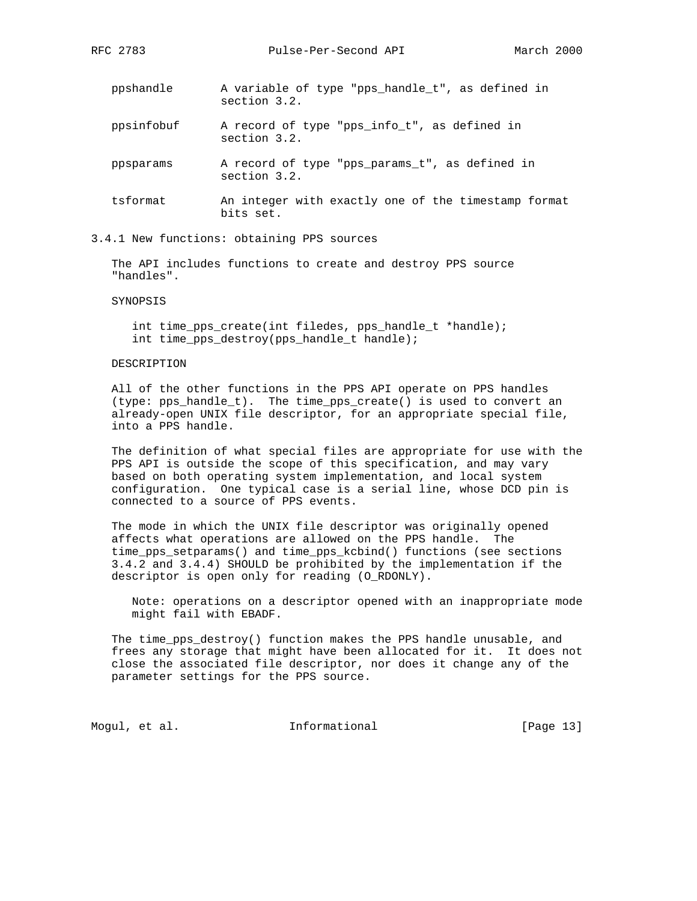ppshandle — A variable of type "pps_handle_t", as defined in section 3.2.

ppsinfobuf — A record of type "pps_info_t", as defined in section 3.2.

ppsparams — A record of type "pps_params_t", as defined in section 3.2.

tsformat — An integer with exactly one of the timestamp format bits set.

### 3.4.1 New functions: obtaining PPS sources

The API includes functions to create and destroy PPS source "handles".

SYNOPSIS

```
int time_pps_create(int filedes, pps_handle_t *handle);
int time_pps_destroy(pps_handle_t handle);
```

DESCRIPTION

All of the other functions in the PPS API operate on PPS handles (type: pps_handle_t). The time_pps_create() is used to convert an already-open UNIX file descriptor, for an appropriate special file, into a PPS handle.

The definition of what special files are appropriate for use with the PPS API is outside the scope of this specification, and may vary based on both operating system implementation, and local system configuration. One typical case is a serial line, whose DCD pin is connected to a source of PPS events.

The mode in which the UNIX file descriptor was originally opened affects what operations are allowed on the PPS handle. The time_pps_setparams() and time_pps_kcbind() functions (see sections 3.4.2 and 3.4.4) SHOULD be prohibited by the implementation if the descriptor is open only for reading (O_RDONLY).

> Note: operations on a descriptor opened with an inappropriate mode might fail with EBADF.

The time_pps_destroy() function makes the PPS handle unusable, and frees any storage that might have been allocated for it. It does not close the associated file descriptor, nor does it change any of the parameter settings for the PPS source.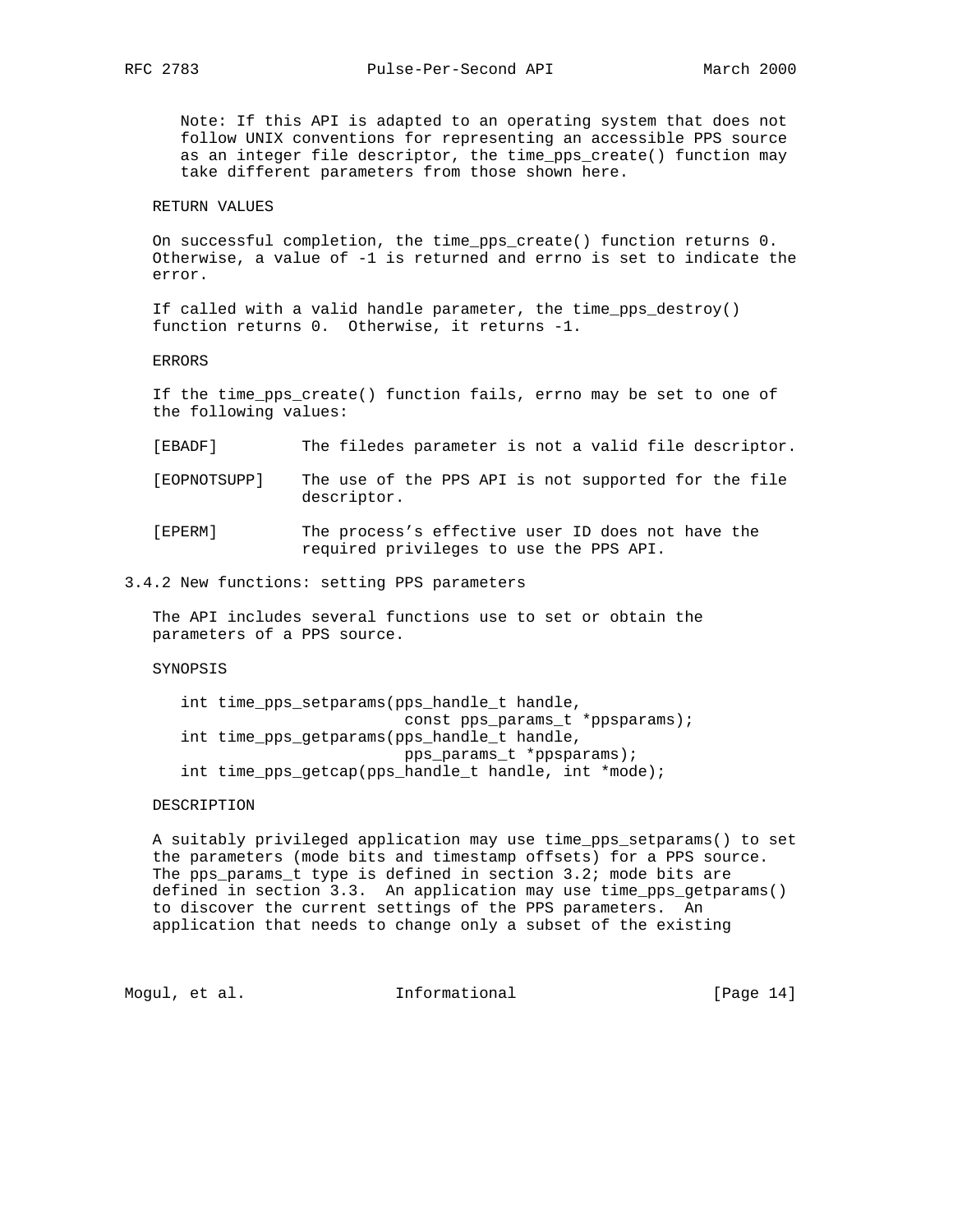Note: If this API is adapted to an operating system that does not follow UNIX conventions for representing an accessible PPS source as an integer file descriptor, the time_pps_create() function may take different parameters from those shown here.

RETURN VALUES

On successful completion, the time_pps_create() function returns 0. Otherwise, a value of -1 is returned and errno is set to indicate the error.

If called with a valid handle parameter, the time_pps_destroy() function returns 0. Otherwise, it returns -1.

ERRORS

If the time_pps_create() function fails, errno may be set to one of the following values:

[EBADF] The filedes parameter is not a valid file descriptor.

[EOPNOTSUPP] The use of the PPS API is not supported for the file descriptor.

[EPERM] The process's effective user ID does not have the required privileges to use the PPS API.

### 3.4.2 New functions: setting PPS parameters

The API includes several functions use to set or obtain the parameters of a PPS source.

SYNOPSIS

```
int time_pps_setparams(pps_handle_t handle,
                       const pps_params_t *ppsparams);
int time_pps_getparams(pps_handle_t handle,
                       pps_params_t *ppsparams);
int time_pps_getcap(pps_handle_t handle, int *mode);
```

DESCRIPTION

A suitably privileged application may use time_pps_setparams() to set the parameters (mode bits and timestamp offsets) for a PPS source. The pps_params_t type is defined in section 3.2; mode bits are defined in section 3.3. An application may use time_pps_getparams() to discover the current settings of the PPS parameters. An application that needs to change only a subset of the existing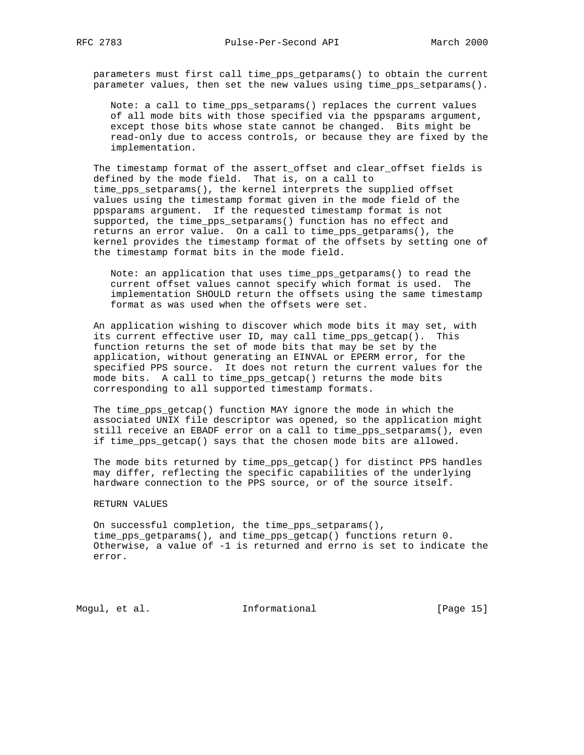parameters must first call time_pps_getparams() to obtain the current parameter values, then set the new values using time_pps_setparams().

> Note: a call to time_pps_setparams() replaces the current values of all mode bits with those specified via the ppsparams argument, except those bits whose state cannot be changed. Bits might be read-only due to access controls, or because they are fixed by the implementation.

The timestamp format of the assert_offset and clear_offset fields is defined by the mode field. That is, on a call to time_pps_setparams(), the kernel interprets the supplied offset values using the timestamp format given in the mode field of the ppsparams argument. If the requested timestamp format is not supported, the time_pps_setparams() function has no effect and returns an error value. On a call to time_pps_getparams(), the kernel provides the timestamp format of the offsets by setting one of the timestamp format bits in the mode field.

> Note: an application that uses time_pps_getparams() to read the current offset values cannot specify which format is used. The implementation SHOULD return the offsets using the same timestamp format as was used when the offsets were set.

An application wishing to discover which mode bits it may set, with its current effective user ID, may call time_pps_getcap(). This function returns the set of mode bits that may be set by the application, without generating an EINVAL or EPERM error, for the specified PPS source. It does not return the current values for the mode bits. A call to time_pps_getcap() returns the mode bits corresponding to all supported timestamp formats.

The time_pps_getcap() function MAY ignore the mode in which the associated UNIX file descriptor was opened, so the application might still receive an EBADF error on a call to time_pps_setparams(), even if time_pps_getcap() says that the chosen mode bits are allowed.

The mode bits returned by time_pps_getcap() for distinct PPS handles may differ, reflecting the specific capabilities of the underlying hardware connection to the PPS source, or of the source itself.

RETURN VALUES

On successful completion, the time_pps_setparams(), time_pps_getparams(), and time_pps_getcap() functions return 0. Otherwise, a value of -1 is returned and errno is set to indicate the error.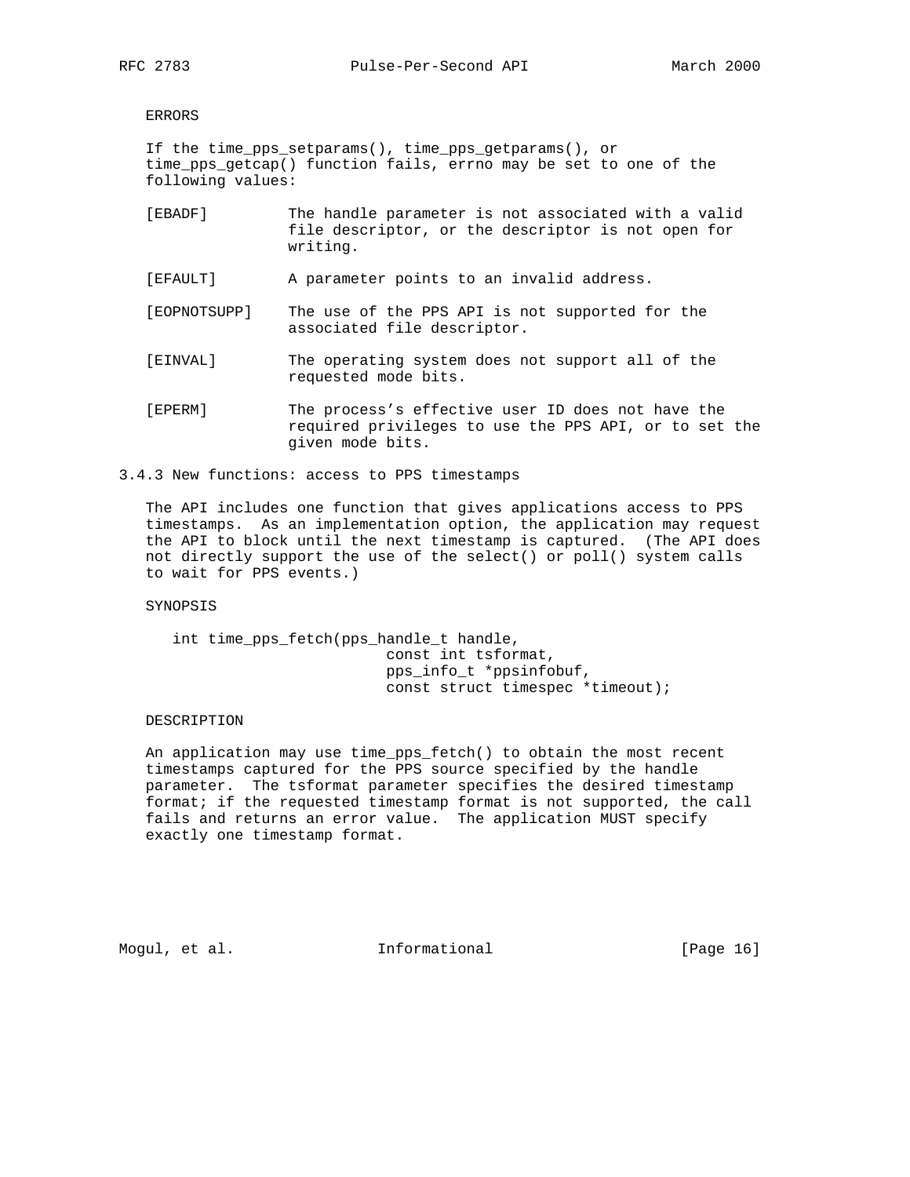ERRORS

If the time_pps_setparams(), time_pps_getparams(), or time_pps_getcap() function fails, errno may be set to one of the following values:

- [EBADF] The handle parameter is not associated with a valid file descriptor, or the descriptor is not open for writing.
- [EFAULT] A parameter points to an invalid address.
- [EOPNOTSUPP] The use of the PPS API is not supported for the associated file descriptor.
- [EINVAL] The operating system does not support all of the requested mode bits.
- [EPERM] The process's effective user ID does not have the required privileges to use the PPS API, or to set the given mode bits.

### 3.4.3 New functions: access to PPS timestamps

The API includes one function that gives applications access to PPS timestamps. As an implementation option, the application may request the API to block until the next timestamp is captured. (The API does not directly support the use of the select() or poll() system calls to wait for PPS events.)

SYNOPSIS

```
int time_pps_fetch(pps_handle_t handle,
                        const int tsformat,
                        pps_info_t *ppsinfobuf,
                        const struct timespec *timeout);
```

DESCRIPTION

An application may use time_pps_fetch() to obtain the most recent timestamps captured for the PPS source specified by the handle parameter. The tsformat parameter specifies the desired timestamp format; if the requested timestamp format is not supported, the call fails and returns an error value. The application MUST specify exactly one timestamp format.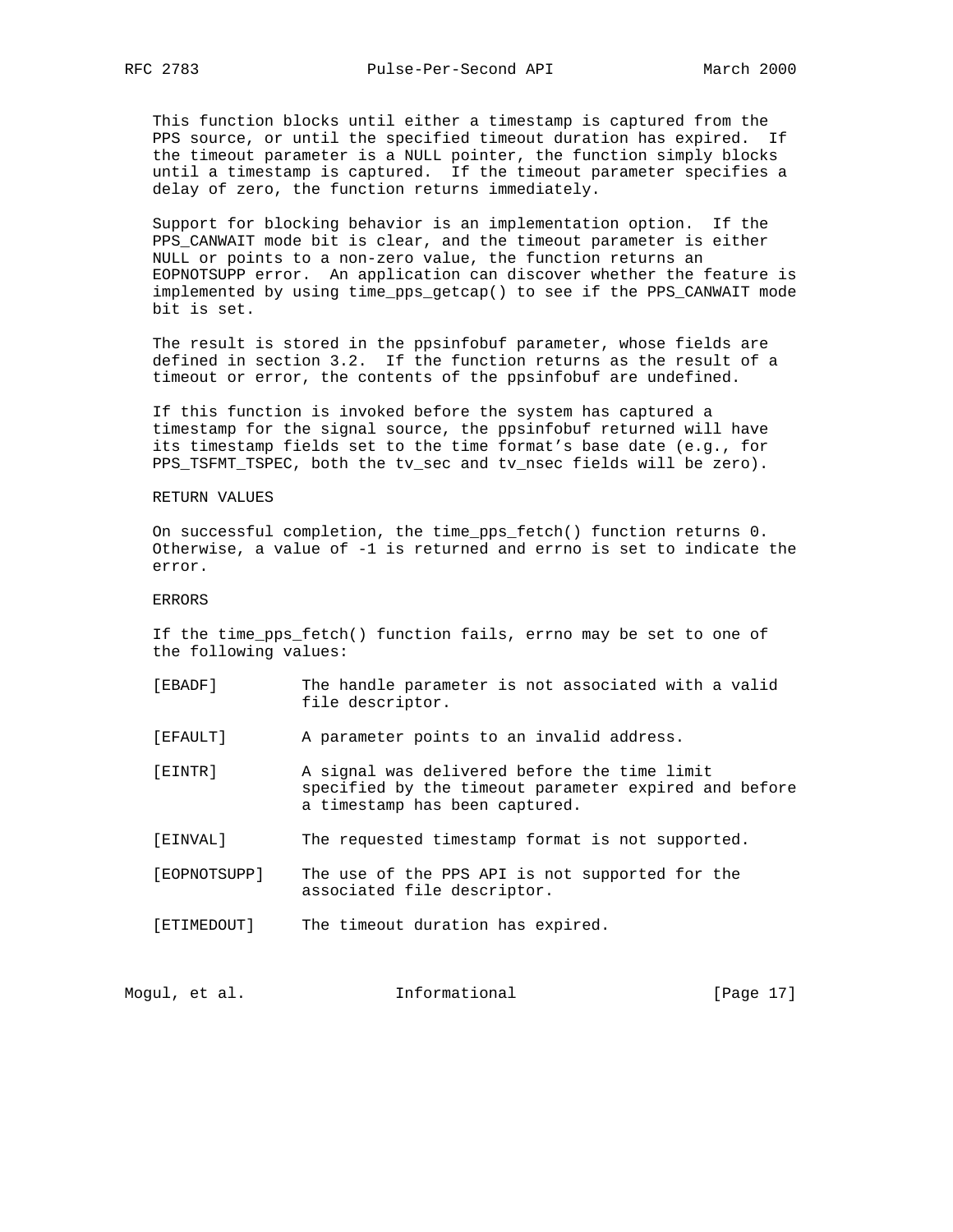This function blocks until either a timestamp is captured from the PPS source, or until the specified timeout duration has expired. If the timeout parameter is a NULL pointer, the function simply blocks until a timestamp is captured. If the timeout parameter specifies a delay of zero, the function returns immediately.

Support for blocking behavior is an implementation option. If the PPS_CANWAIT mode bit is clear, and the timeout parameter is either NULL or points to a non-zero value, the function returns an EOPNOTSUPP error. An application can discover whether the feature is implemented by using time_pps_getcap() to see if the PPS_CANWAIT mode bit is set.

The result is stored in the ppsinfobuf parameter, whose fields are defined in section 3.2. If the function returns as the result of a timeout or error, the contents of the ppsinfobuf are undefined.

If this function is invoked before the system has captured a timestamp for the signal source, the ppsinfobuf returned will have its timestamp fields set to the time format's base date (e.g., for PPS_TSFMT_TSPEC, both the tv_sec and tv_nsec fields will be zero).

RETURN VALUES

On successful completion, the time_pps_fetch() function returns 0. Otherwise, a value of -1 is returned and errno is set to indicate the error.

ERRORS

If the time_pps_fetch() function fails, errno may be set to one of the following values:

[EBADF] The handle parameter is not associated with a valid file descriptor.

[EFAULT] A parameter points to an invalid address.

[EINTR] A signal was delivered before the time limit specified by the timeout parameter expired and before a timestamp has been captured.

[EINVAL] The requested timestamp format is not supported.

[EOPNOTSUPP] The use of the PPS API is not supported for the associated file descriptor.

[ETIMEDOUT] The timeout duration has expired.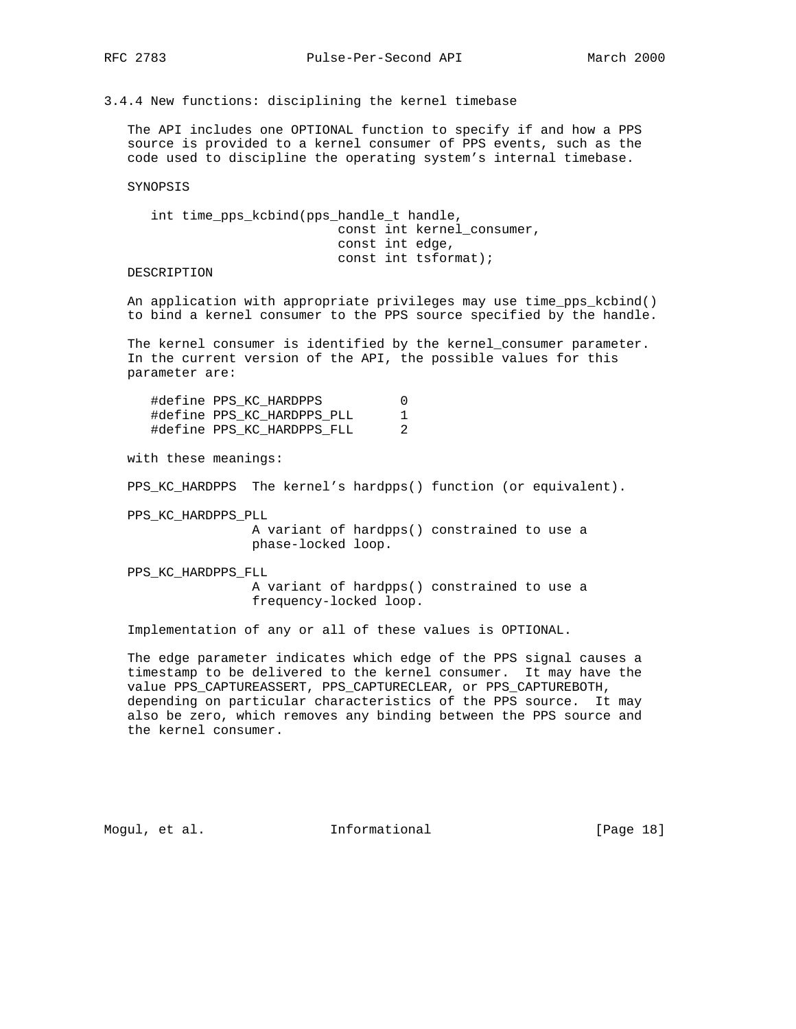### 3.4.4 New functions: disciplining the kernel timebase

The API includes one OPTIONAL function to specify if and how a PPS source is provided to a kernel consumer of PPS events, such as the code used to discipline the operating system's internal timebase.

SYNOPSIS

```
int time_pps_kcbind(pps_handle_t handle,
                    const int kernel_consumer,
                    const int edge,
                    const int tsformat);
```

DESCRIPTION

An application with appropriate privileges may use time_pps_kcbind() to bind a kernel consumer to the PPS source specified by the handle.

The kernel consumer is identified by the kernel_consumer parameter. In the current version of the API, the possible values for this parameter are:

```
#define PPS_KC_HARDPPS          0
#define PPS_KC_HARDPPS_PLL      1
#define PPS_KC_HARDPPS_FLL      2
```

with these meanings:

PPS_KC_HARDPPS  The kernel's hardpps() function (or equivalent).

PPS_KC_HARDPPS_PLL
                A variant of hardpps() constrained to use a phase-locked loop.

PPS_KC_HARDPPS_FLL
                A variant of hardpps() constrained to use a frequency-locked loop.

Implementation of any or all of these values is OPTIONAL.

The edge parameter indicates which edge of the PPS signal causes a timestamp to be delivered to the kernel consumer. It may have the value PPS_CAPTUREASSERT, PPS_CAPTURECLEAR, or PPS_CAPTUREBOTH, depending on particular characteristics of the PPS source. It may also be zero, which removes any binding between the PPS source and the kernel consumer.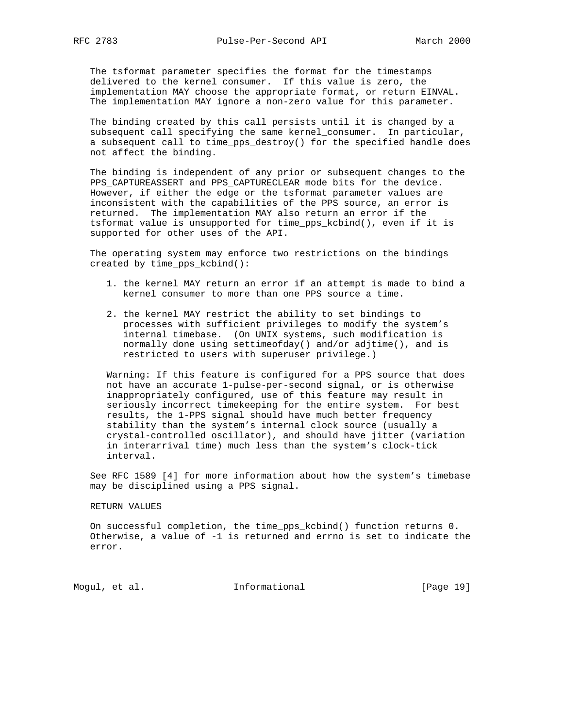The tsformat parameter specifies the format for the timestamps delivered to the kernel consumer. If this value is zero, the implementation MAY choose the appropriate format, or return EINVAL. The implementation MAY ignore a non-zero value for this parameter.

The binding created by this call persists until it is changed by a subsequent call specifying the same kernel_consumer. In particular, a subsequent call to time_pps_destroy() for the specified handle does not affect the binding.

The binding is independent of any prior or subsequent changes to the PPS_CAPTUREASSERT and PPS_CAPTURECLEAR mode bits for the device. However, if either the edge or the tsformat parameter values are inconsistent with the capabilities of the PPS source, an error is returned. The implementation MAY also return an error if the tsformat value is unsupported for time_pps_kcbind(), even if it is supported for other uses of the API.

The operating system may enforce two restrictions on the bindings created by time_pps_kcbind():

1. the kernel MAY return an error if an attempt is made to bind a kernel consumer to more than one PPS source a time.

2. the kernel MAY restrict the ability to set bindings to processes with sufficient privileges to modify the system's internal timebase. (On UNIX systems, such modification is normally done using settimeofday() and/or adjtime(), and is restricted to users with superuser privilege.)

Warning: If this feature is configured for a PPS source that does not have an accurate 1-pulse-per-second signal, or is otherwise inappropriately configured, use of this feature may result in seriously incorrect timekeeping for the entire system. For best results, the 1-PPS signal should have much better frequency stability than the system's internal clock source (usually a crystal-controlled oscillator), and should have jitter (variation in interarrival time) much less than the system's clock-tick interval.

See RFC 1589 [4] for more information about how the system's timebase may be disciplined using a PPS signal.

RETURN VALUES

On successful completion, the time_pps_kcbind() function returns 0. Otherwise, a value of -1 is returned and errno is set to indicate the error.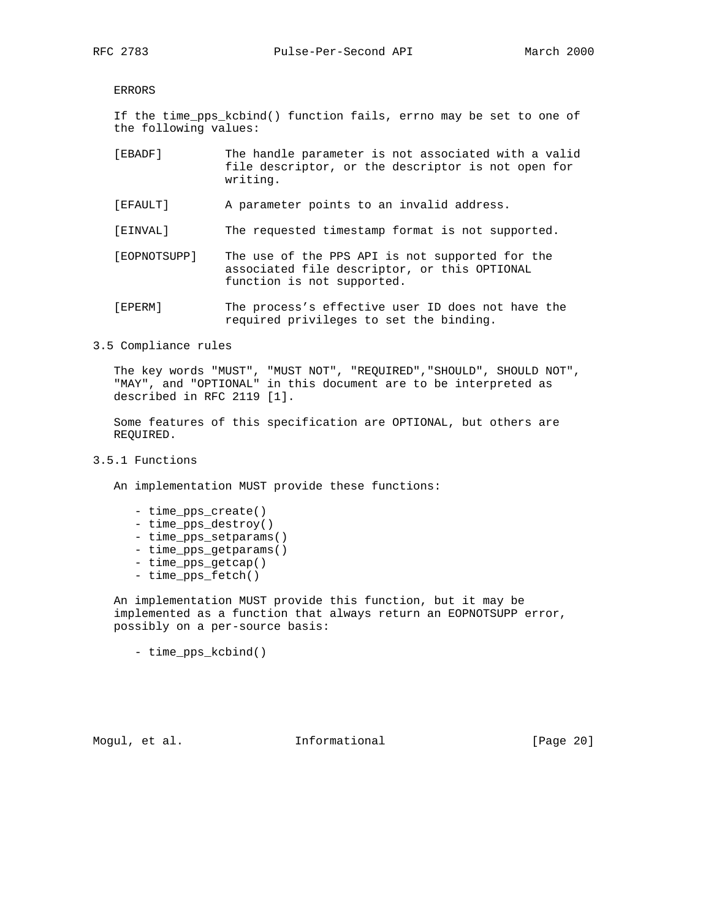ERRORS

If the time_pps_kcbind() function fails, errno may be set to one of the following values:

[EBADF] The handle parameter is not associated with a valid file descriptor, or the descriptor is not open for writing.

[EFAULT] A parameter points to an invalid address.

[EINVAL] The requested timestamp format is not supported.

[EOPNOTSUPP] The use of the PPS API is not supported for the associated file descriptor, or this OPTIONAL function is not supported.

[EPERM] The process's effective user ID does not have the required privileges to set the binding.

### 3.5 Compliance rules

The key words "MUST", "MUST NOT", "REQUIRED","SHOULD", SHOULD NOT", "MAY", and "OPTIONAL" in this document are to be interpreted as described in RFC 2119 [1].

Some features of this specification are OPTIONAL, but others are REQUIRED.

#### 3.5.1 Functions

An implementation MUST provide these functions:

- time_pps_create()
- time_pps_destroy()
- time_pps_setparams()
- time_pps_getparams()
- time_pps_getcap()
- time_pps_fetch()

An implementation MUST provide this function, but it may be implemented as a function that always return an EOPNOTSUPP error, possibly on a per-source basis:

- time_pps_kcbind()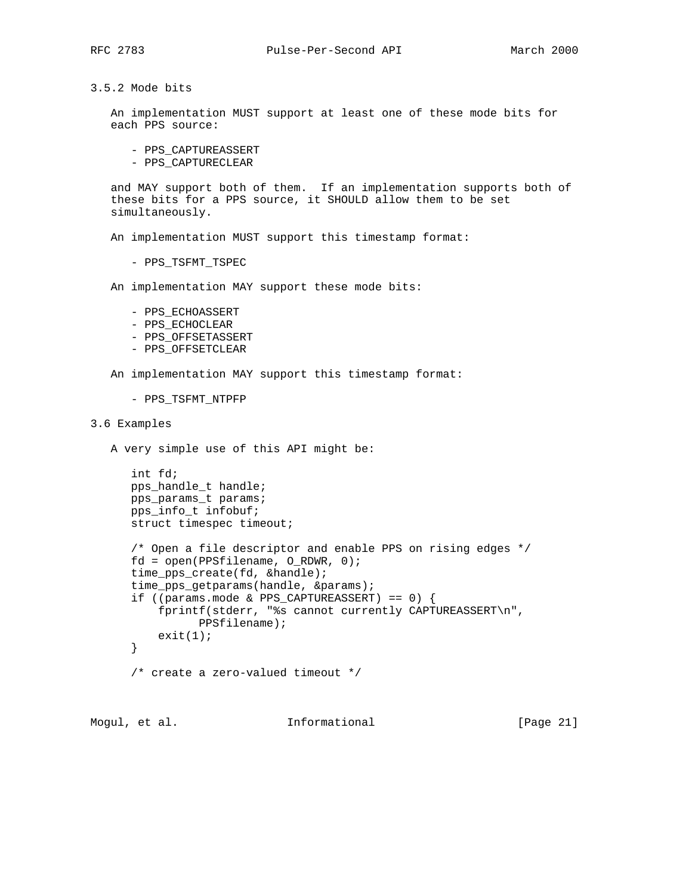### 3.5.2 Mode bits

An implementation MUST support at least one of these mode bits for each PPS source:

- PPS_CAPTUREASSERT
- PPS_CAPTURECLEAR

and MAY support both of them. If an implementation supports both of these bits for a PPS source, it SHOULD allow them to be set simultaneously.

An implementation MUST support this timestamp format:

- PPS_TSFMT_TSPEC

An implementation MAY support these mode bits:

- PPS_ECHOASSERT
- PPS_ECHOCLEAR
- PPS_OFFSETASSERT
- PPS_OFFSETCLEAR

An implementation MAY support this timestamp format:

- PPS_TSFMT_NTPFP

## 3.6 Examples

A very simple use of this API might be:

```
int fd;
pps_handle_t handle;
pps_params_t params;
pps_info_t infobuf;
struct timespec timeout;

/* Open a file descriptor and enable PPS on rising edges */
fd = open(PPSfilename, O_RDWR, 0);
time_pps_create(fd, &handle);
time_pps_getparams(handle, &params);
if ((params.mode & PPS_CAPTUREASSERT) == 0) {
    fprintf(stderr, "%s cannot currently CAPTUREASSERT\n",
          PPSfilename);
    exit(1);
}

/* create a zero-valued timeout */
```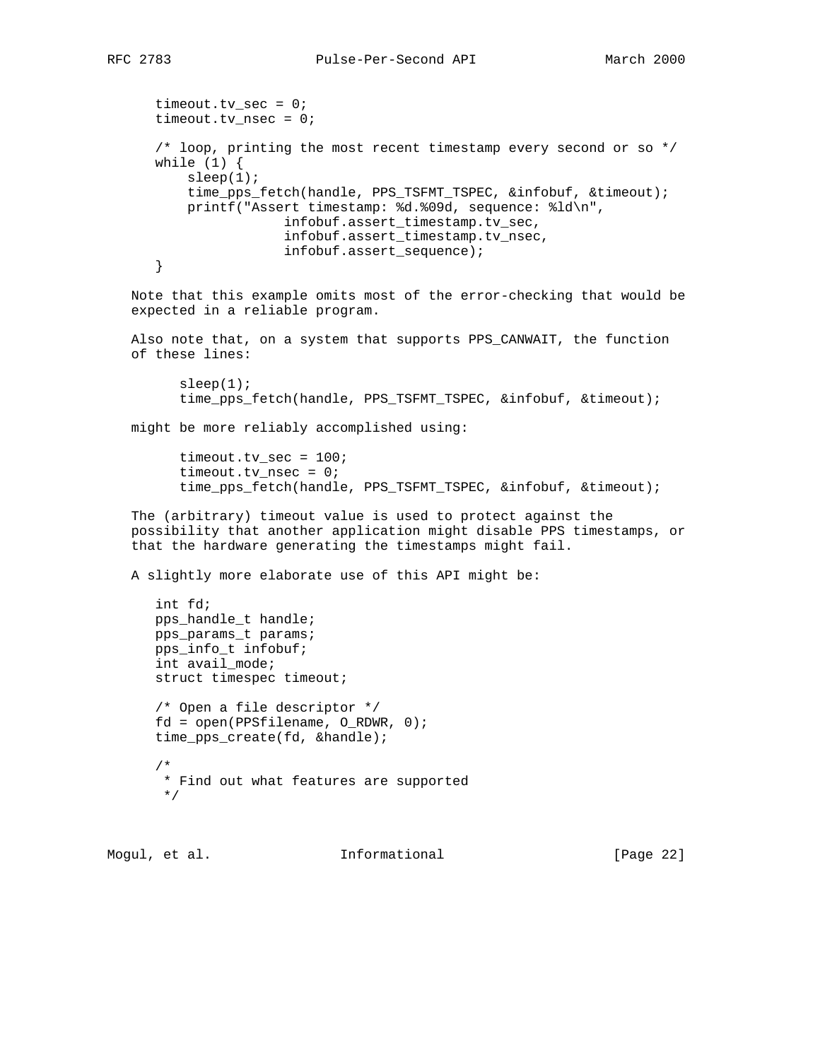```
timeout.tv_sec = 0;
timeout.tv_nsec = 0;

/* loop, printing the most recent timestamp every second or so */
while (1) {
    sleep(1);
    time_pps_fetch(handle, PPS_TSFMT_TSPEC, &infobuf, &timeout);
    printf("Assert timestamp: %d.%09d, sequence: %ld\n",
                infobuf.assert_timestamp.tv_sec,
                infobuf.assert_timestamp.tv_nsec,
                infobuf.assert_sequence);
}
```

Note that this example omits most of the error-checking that would be expected in a reliable program.

Also note that, on a system that supports PPS_CANWAIT, the function of these lines:

```
sleep(1);
time_pps_fetch(handle, PPS_TSFMT_TSPEC, &infobuf, &timeout);
```

might be more reliably accomplished using:

```
timeout.tv_sec = 100;
timeout.tv_nsec = 0;
time_pps_fetch(handle, PPS_TSFMT_TSPEC, &infobuf, &timeout);
```

The (arbitrary) timeout value is used to protect against the possibility that another application might disable PPS timestamps, or that the hardware generating the timestamps might fail.

A slightly more elaborate use of this API might be:

```
int fd;
pps_handle_t handle;
pps_params_t params;
pps_info_t infobuf;
int avail_mode;
struct timespec timeout;

/* Open a file descriptor */
fd = open(PPSfilename, O_RDWR, 0);
time_pps_create(fd, &handle);

/*
 * Find out what features are supported
 */
```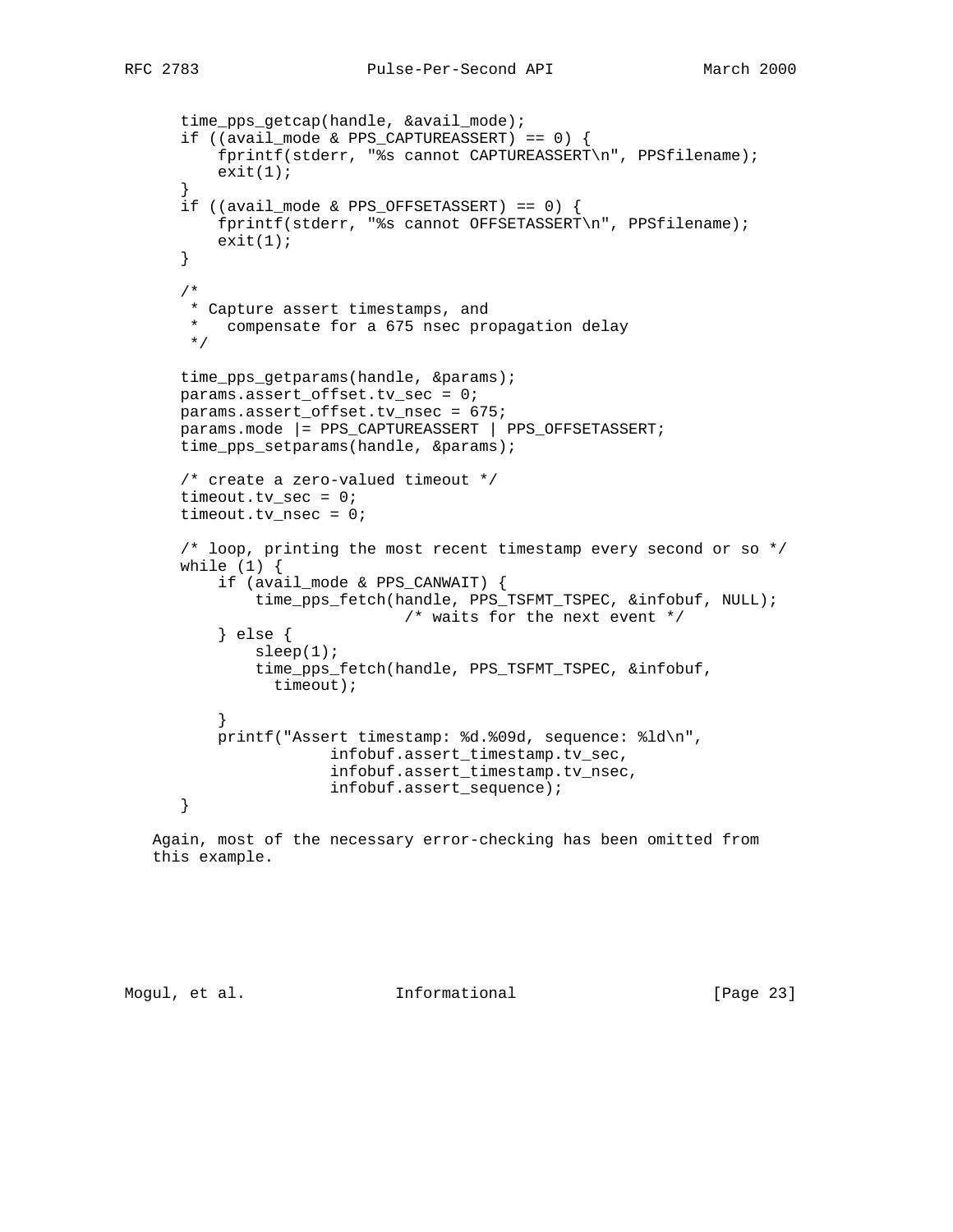```
time_pps_getcap(handle, &avail_mode);
if ((avail_mode & PPS_CAPTUREASSERT) == 0) {
    fprintf(stderr, "%s cannot CAPTUREASSERT\n", PPSfilename);
    exit(1);
}
if ((avail_mode & PPS_OFFSETASSERT) == 0) {
    fprintf(stderr, "%s cannot OFFSETASSERT\n", PPSfilename);
    exit(1);
}

/*
 * Capture assert timestamps, and
 *   compensate for a 675 nsec propagation delay
 */

time_pps_getparams(handle, &params);
params.assert_offset.tv_sec = 0;
params.assert_offset.tv_nsec = 675;
params.mode |= PPS_CAPTUREASSERT | PPS_OFFSETASSERT;
time_pps_setparams(handle, &params);

/* create a zero-valued timeout */
timeout.tv_sec = 0;
timeout.tv_nsec = 0;

/* loop, printing the most recent timestamp every second or so */
while (1) {
    if (avail_mode & PPS_CANWAIT) {
        time_pps_fetch(handle, PPS_TSFMT_TSPEC, &infobuf, NULL);
                        /* waits for the next event */
    } else {
        sleep(1);
        time_pps_fetch(handle, PPS_TSFMT_TSPEC, &infobuf,
          timeout);

    }
    printf("Assert timestamp: %d.%09d, sequence: %ld\n",
                infobuf.assert_timestamp.tv_sec,
                infobuf.assert_timestamp.tv_nsec,
                infobuf.assert_sequence);
}
```

Again, most of the necessary error-checking has been omitted from this example.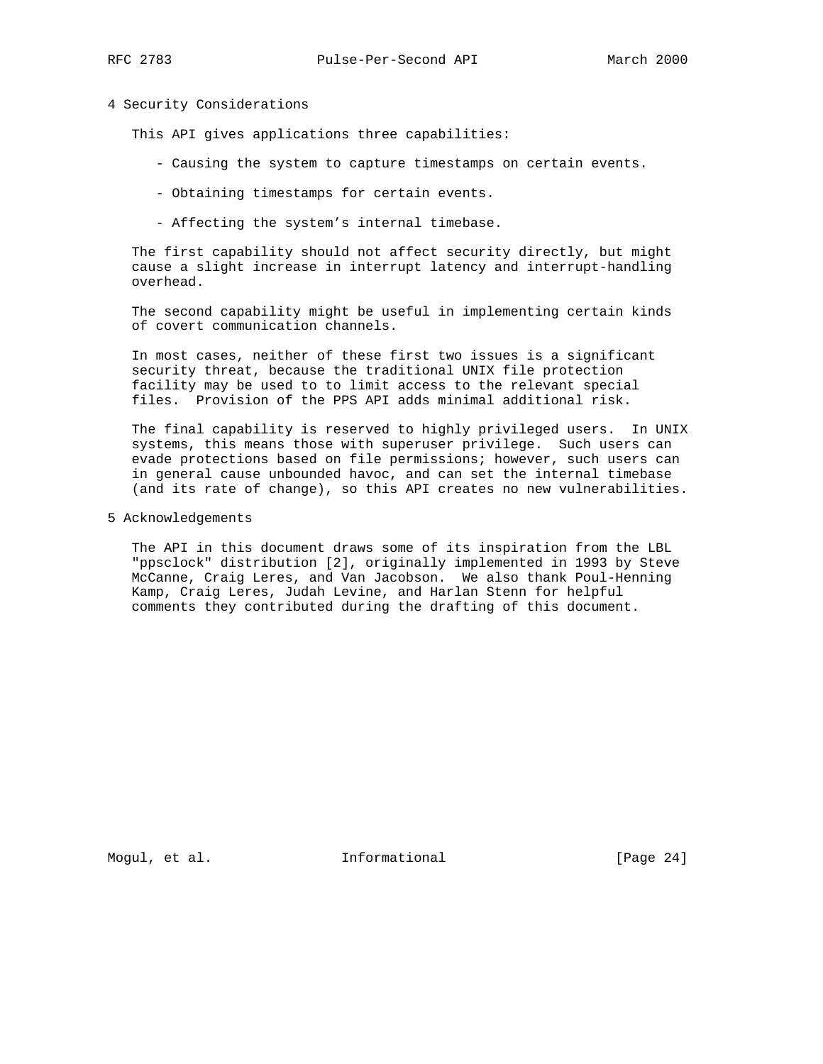# 4 Security Considerations

This API gives applications three capabilities:

- Causing the system to capture timestamps on certain events.
- Obtaining timestamps for certain events.
- Affecting the system's internal timebase.

The first capability should not affect security directly, but might cause a slight increase in interrupt latency and interrupt-handling overhead.

The second capability might be useful in implementing certain kinds of covert communication channels.

In most cases, neither of these first two issues is a significant security threat, because the traditional UNIX file protection facility may be used to to limit access to the relevant special files. Provision of the PPS API adds minimal additional risk.

The final capability is reserved to highly privileged users. In UNIX systems, this means those with superuser privilege. Such users can evade protections based on file permissions; however, such users can in general cause unbounded havoc, and can set the internal timebase (and its rate of change), so this API creates no new vulnerabilities.

# 5 Acknowledgements

The API in this document draws some of its inspiration from the LBL "ppsclock" distribution [2], originally implemented in 1993 by Steve McCanne, Craig Leres, and Van Jacobson. We also thank Poul-Henning Kamp, Craig Leres, Judah Levine, and Harlan Stenn for helpful comments they contributed during the drafting of this document.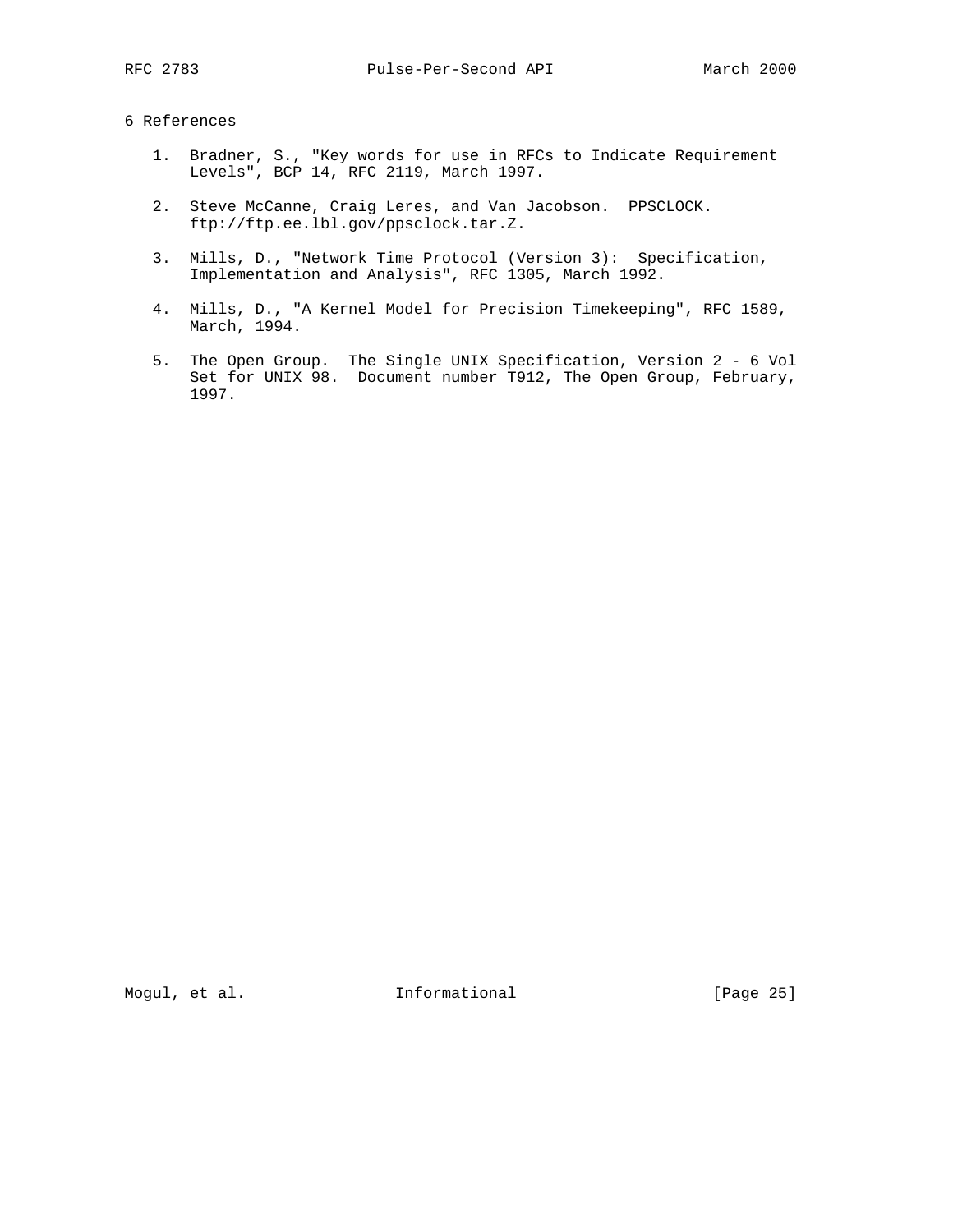# 6 References

1. Bradner, S., "Key words for use in RFCs to Indicate Requirement Levels", BCP 14, RFC 2119, March 1997.

2. Steve McCanne, Craig Leres, and Van Jacobson. PPSCLOCK. ftp://ftp.ee.lbl.gov/ppsclock.tar.Z.

3. Mills, D., "Network Time Protocol (Version 3): Specification, Implementation and Analysis", RFC 1305, March 1992.

4. Mills, D., "A Kernel Model for Precision Timekeeping", RFC 1589, March, 1994.

5. The Open Group. The Single UNIX Specification, Version 2 - 6 Vol Set for UNIX 98. Document number T912, The Open Group, February, 1997.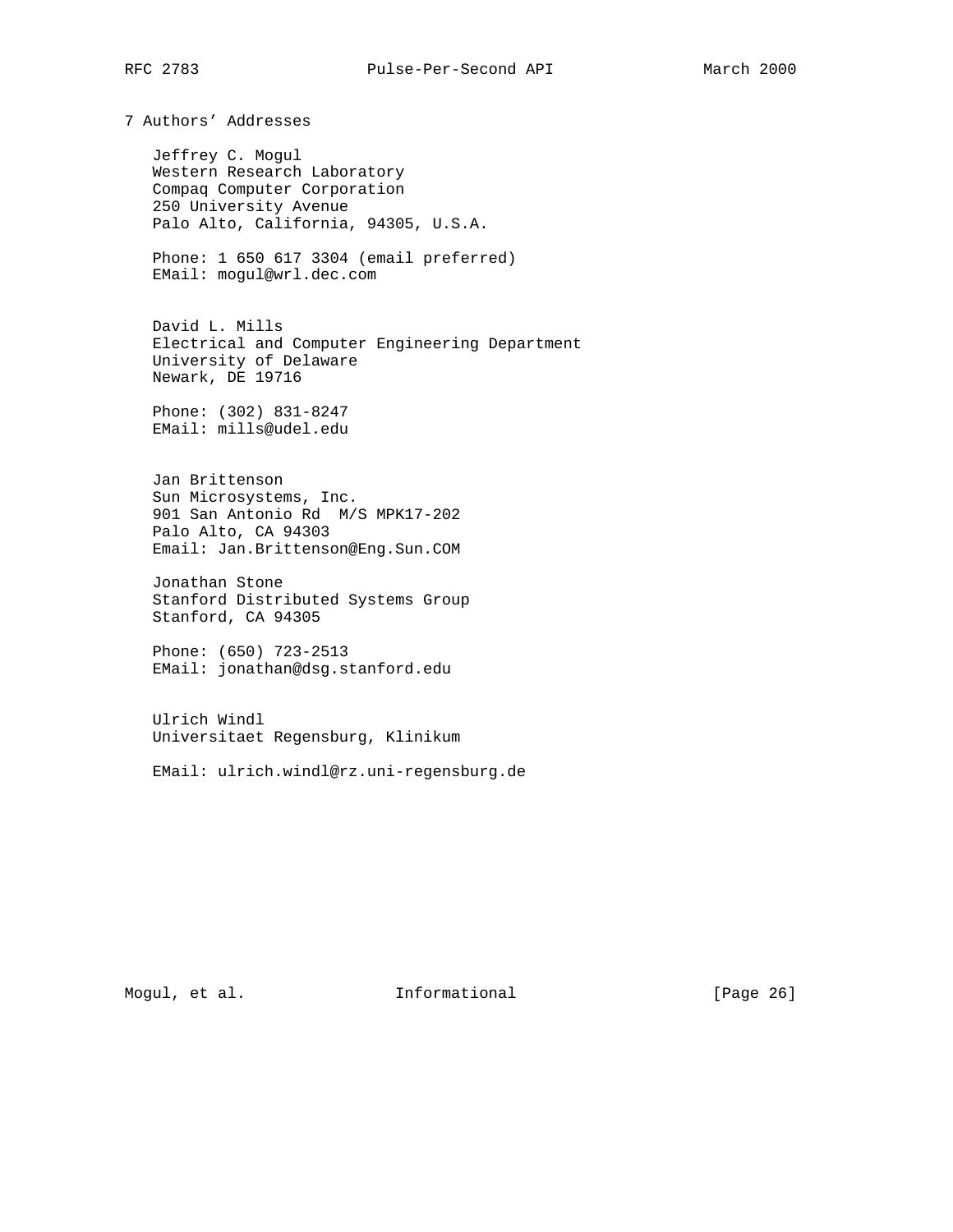# 7 Authors' Addresses

Jeffrey C. Mogul
Western Research Laboratory
Compaq Computer Corporation
250 University Avenue
Palo Alto, California, 94305, U.S.A.

Phone: 1 650 617 3304 (email preferred)
EMail: mogul@wrl.dec.com

David L. Mills
Electrical and Computer Engineering Department
University of Delaware
Newark, DE 19716

Phone: (302) 831-8247
EMail: mills@udel.edu

Jan Brittenson
Sun Microsystems, Inc.
901 San Antonio Rd  M/S MPK17-202
Palo Alto, CA 94303
Email: Jan.Brittenson@Eng.Sun.COM

Jonathan Stone
Stanford Distributed Systems Group
Stanford, CA 94305

Phone: (650) 723-2513
EMail: jonathan@dsg.stanford.edu

Ulrich Windl
Universitaet Regensburg, Klinikum

EMail: ulrich.windl@rz.uni-regensburg.de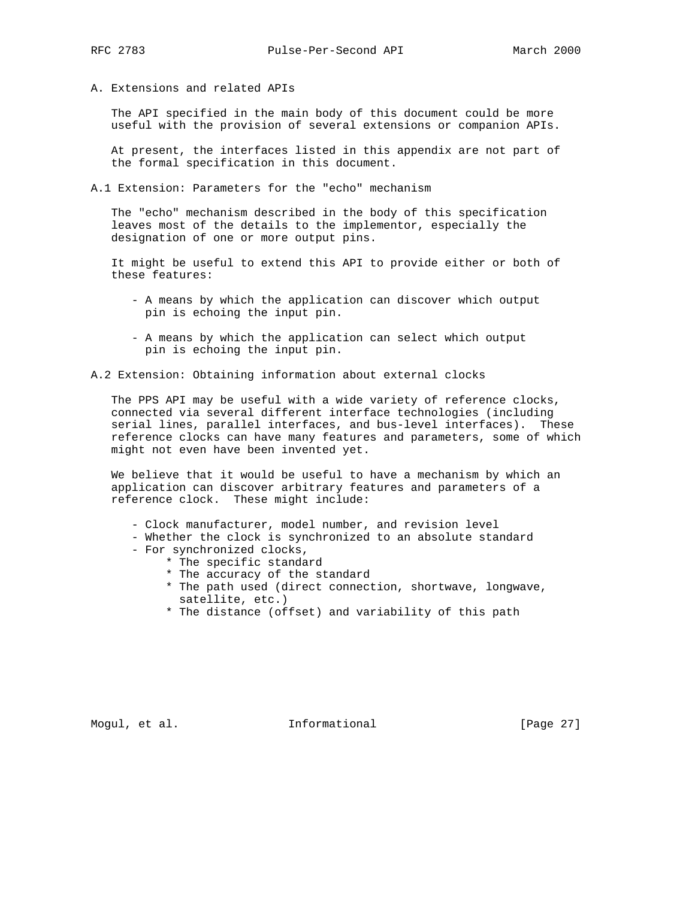# A. Extensions and related APIs

The API specified in the main body of this document could be more useful with the provision of several extensions or companion APIs.

At present, the interfaces listed in this appendix are not part of the formal specification in this document.

## A.1 Extension: Parameters for the "echo" mechanism

The "echo" mechanism described in the body of this specification leaves most of the details to the implementor, especially the designation of one or more output pins.

It might be useful to extend this API to provide either or both of these features:

- A means by which the application can discover which output pin is echoing the input pin.

- A means by which the application can select which output pin is echoing the input pin.

## A.2 Extension: Obtaining information about external clocks

The PPS API may be useful with a wide variety of reference clocks, connected via several different interface technologies (including serial lines, parallel interfaces, and bus-level interfaces). These reference clocks can have many features and parameters, some of which might not even have been invented yet.

We believe that it would be useful to have a mechanism by which an application can discover arbitrary features and parameters of a reference clock. These might include:

- Clock manufacturer, model number, and revision level
- Whether the clock is synchronized to an absolute standard
- For synchronized clocks,
    * The specific standard
    * The accuracy of the standard
    * The path used (direct connection, shortwave, longwave, satellite, etc.)
    * The distance (offset) and variability of this path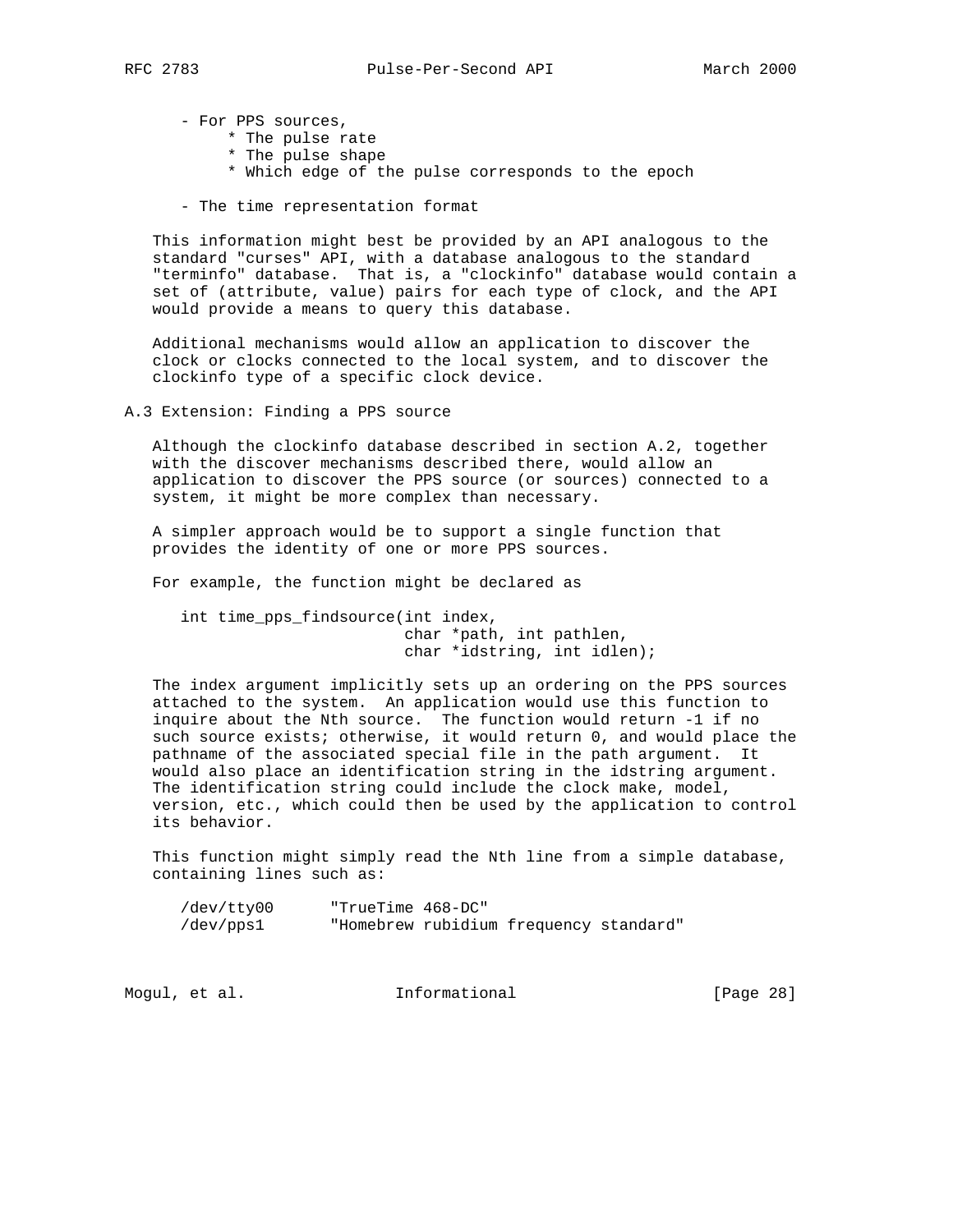- For PPS sources,
    * The pulse rate
    * The pulse shape
    * Which edge of the pulse corresponds to the epoch

- The time representation format

This information might best be provided by an API analogous to the standard "curses" API, with a database analogous to the standard "terminfo" database. That is, a "clockinfo" database would contain a set of (attribute, value) pairs for each type of clock, and the API would provide a means to query this database.

Additional mechanisms would allow an application to discover the clock or clocks connected to the local system, and to discover the clockinfo type of a specific clock device.

### A.3 Extension: Finding a PPS source

Although the clockinfo database described in section A.2, together with the discover mechanisms described there, would allow an application to discover the PPS source (or sources) connected to a system, it might be more complex than necessary.

A simpler approach would be to support a single function that provides the identity of one or more PPS sources.

For example, the function might be declared as

```
int time_pps_findsource(int index,
                        char *path, int pathlen,
                        char *idstring, int idlen);
```

The index argument implicitly sets up an ordering on the PPS sources attached to the system. An application would use this function to inquire about the Nth source. The function would return -1 if no such source exists; otherwise, it would return 0, and would place the pathname of the associated special file in the path argument. It would also place an identification string in the idstring argument. The identification string could include the clock make, model, version, etc., which could then be used by the application to control its behavior.

This function might simply read the Nth line from a simple database, containing lines such as:

```
/dev/tty00      "TrueTime 468-DC"
/dev/pps1       "Homebrew rubidium frequency standard"
```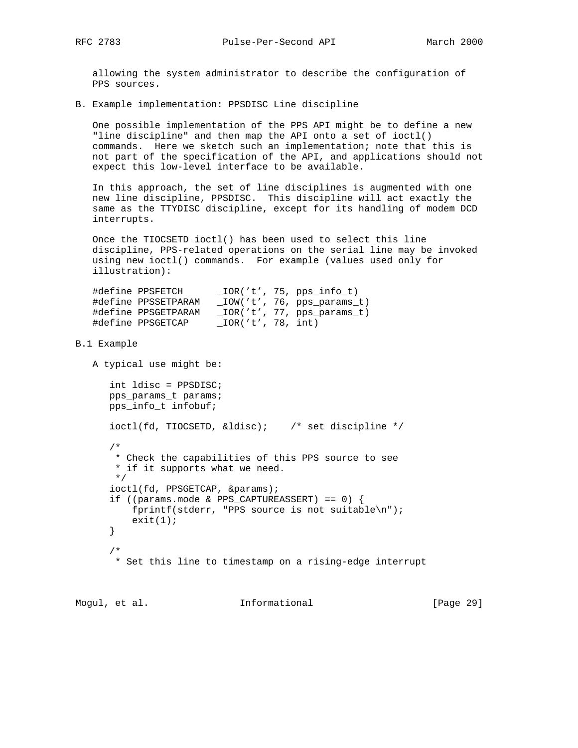allowing the system administrator to describe the configuration of PPS sources.

## B. Example implementation: PPSDISC Line discipline

One possible implementation of the PPS API might be to define a new "line discipline" and then map the API onto a set of ioctl() commands. Here we sketch such an implementation; note that this is not part of the specification of the API, and applications should not expect this low-level interface to be available.

In this approach, the set of line disciplines is augmented with one new line discipline, PPSDISC. This discipline will act exactly the same as the TTYDISC discipline, except for its handling of modem DCD interrupts.

Once the TIOCSETD ioctl() has been used to select this line discipline, PPS-related operations on the serial line may be invoked using new ioctl() commands. For example (values used only for illustration):

```
#define PPSFETCH      _IOR('t', 75, pps_info_t)
#define PPSSETPARAM   _IOW('t', 76, pps_params_t)
#define PPSGETPARAM   _IOR('t', 77, pps_params_t)
#define PPSGETCAP     _IOR('t', 78, int)
```

### B.1 Example

A typical use might be:

```
int ldisc = PPSDISC;
pps_params_t params;
pps_info_t infobuf;

ioctl(fd, TIOCSETD, &ldisc);    /* set discipline */

/*
 * Check the capabilities of this PPS source to see
 * if it supports what we need.
 */
ioctl(fd, PPSGETCAP, &params);
if ((params.mode & PPS_CAPTUREASSERT) == 0) {
    fprintf(stderr, "PPS source is not suitable\n");
    exit(1);
}

/*
 * Set this line to timestamp on a rising-edge interrupt
```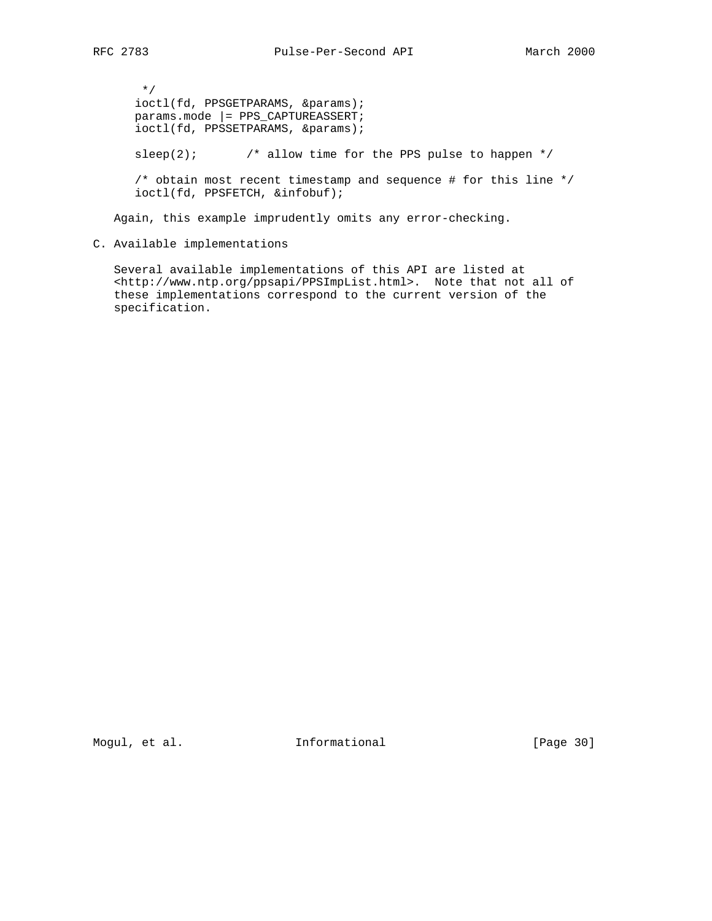```
 */
ioctl(fd, PPSGETPARAMS, &params);
params.mode |= PPS_CAPTUREASSERT;
ioctl(fd, PPSSETPARAMS, &params);

sleep(2);       /* allow time for the PPS pulse to happen */

/* obtain most recent timestamp and sequence # for this line */
ioctl(fd, PPSFETCH, &infobuf);
```

Again, this example imprudently omits any error-checking.

## C. Available implementations

Several available implementations of this API are listed at <http://www.ntp.org/ppsapi/PPSImpList.html>. Note that not all of these implementations correspond to the current version of the specification.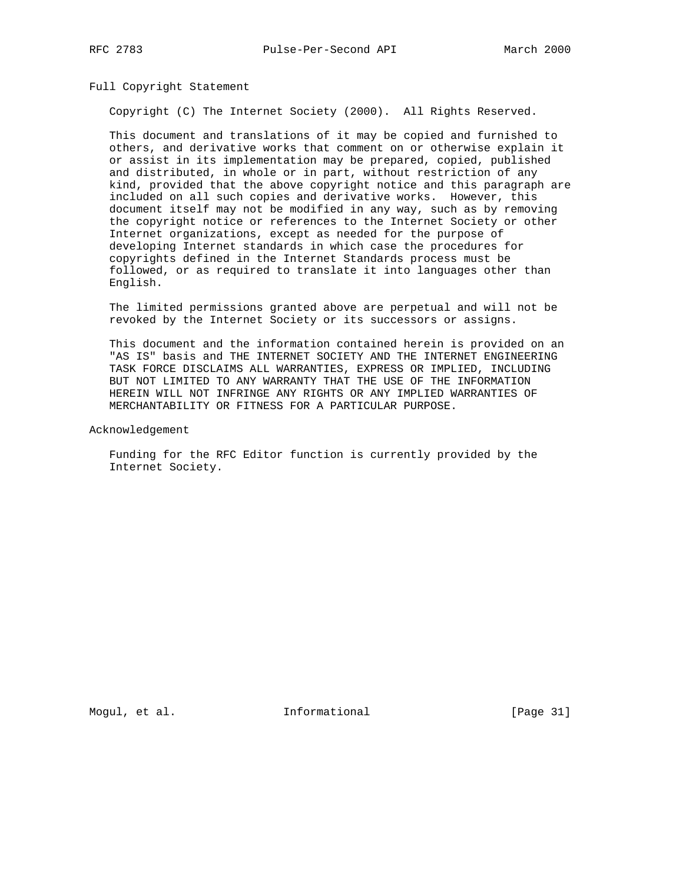## Full Copyright Statement

Copyright (C) The Internet Society (2000). All Rights Reserved.

This document and translations of it may be copied and furnished to others, and derivative works that comment on or otherwise explain it or assist in its implementation may be prepared, copied, published and distributed, in whole or in part, without restriction of any kind, provided that the above copyright notice and this paragraph are included on all such copies and derivative works. However, this document itself may not be modified in any way, such as by removing the copyright notice or references to the Internet Society or other Internet organizations, except as needed for the purpose of developing Internet standards in which case the procedures for copyrights defined in the Internet Standards process must be followed, or as required to translate it into languages other than English.

The limited permissions granted above are perpetual and will not be revoked by the Internet Society or its successors or assigns.

This document and the information contained herein is provided on an "AS IS" basis and THE INTERNET SOCIETY AND THE INTERNET ENGINEERING TASK FORCE DISCLAIMS ALL WARRANTIES, EXPRESS OR IMPLIED, INCLUDING BUT NOT LIMITED TO ANY WARRANTY THAT THE USE OF THE INFORMATION HEREIN WILL NOT INFRINGE ANY RIGHTS OR ANY IMPLIED WARRANTIES OF MERCHANTABILITY OR FITNESS FOR A PARTICULAR PURPOSE.

## Acknowledgement

Funding for the RFC Editor function is currently provided by the Internet Society.